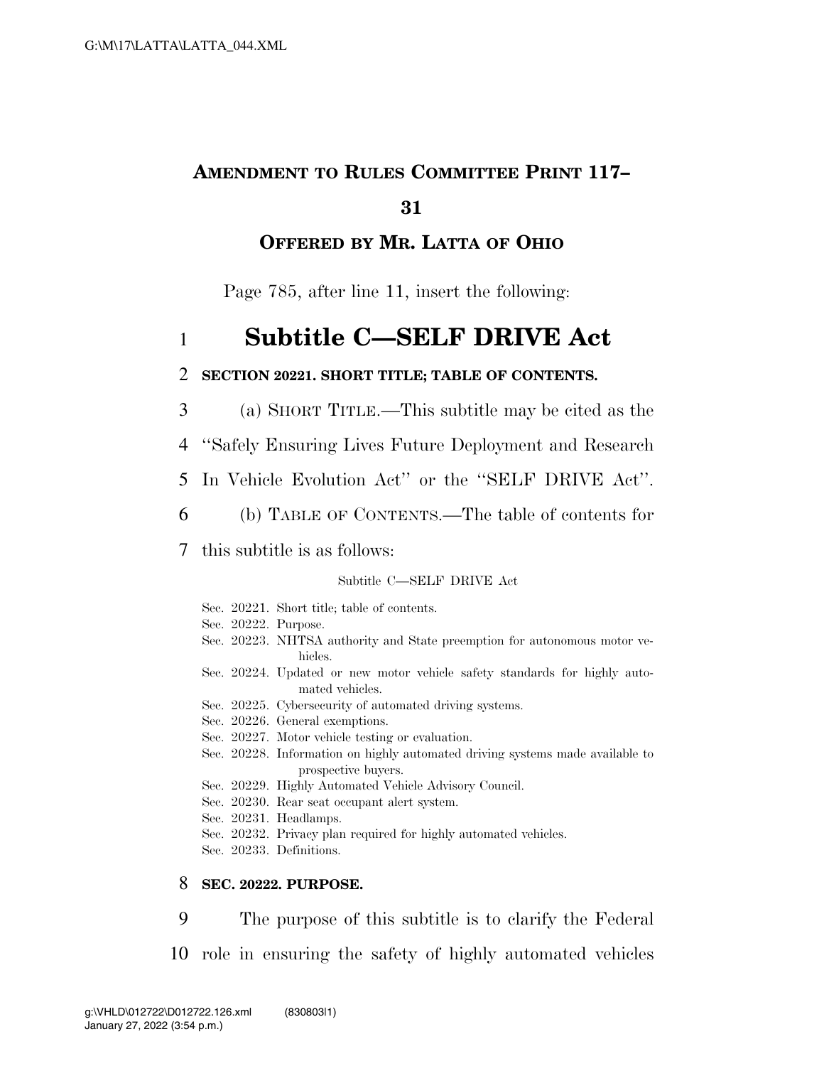**AMENDMENT TO RULES COMMITTEE PRINT 117–31**

**OFFERED BY MR. LATTA OF OHIO**

Page 785, after line 11, insert the following:

# Subtitle C—SELF DRIVE Act

**SECTION 20221. SHORT TITLE; TABLE OF CONTENTS.**

(a) SHORT TITLE.—This subtitle may be cited as the "Safely Ensuring Lives Future Deployment and Research In Vehicle Evolution Act" or the "SELF DRIVE Act".

(b) TABLE OF CONTENTS.—The table of contents for this subtitle is as follows:

Subtitle C—SELF DRIVE Act

- Sec. 20221. Short title; table of contents.
- Sec. 20222. Purpose.
- Sec. 20223. NHTSA authority and State preemption for autonomous motor vehicles.
- Sec. 20224. Updated or new motor vehicle safety standards for highly automated vehicles.
- Sec. 20225. Cybersecurity of automated driving systems.
- Sec. 20226. General exemptions.
- Sec. 20227. Motor vehicle testing or evaluation.
- Sec. 20228. Information on highly automated driving systems made available to prospective buyers.
- Sec. 20229. Highly Automated Vehicle Advisory Council.
- Sec. 20230. Rear seat occupant alert system.
- Sec. 20231. Headlamps.
- Sec. 20232. Privacy plan required for highly automated vehicles.
- Sec. 20233. Definitions.

**SEC. 20222. PURPOSE.**

The purpose of this subtitle is to clarify the Federal role in ensuring the safety of highly automated vehicles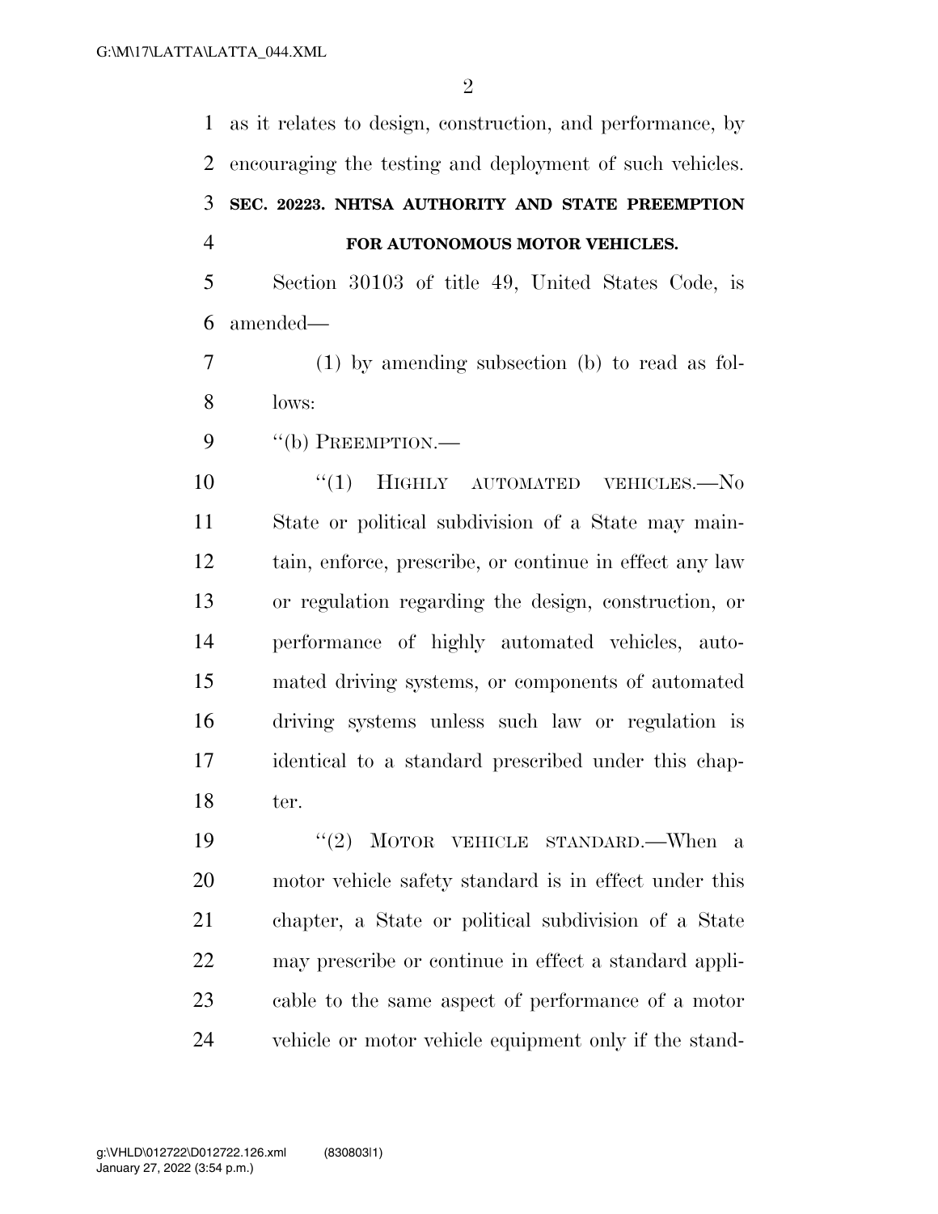as it relates to design, construction, and performance, by encouraging the testing and deployment of such vehicles.

**SEC. 20223. NHTSA AUTHORITY AND STATE PREEMPTION FOR AUTONOMOUS MOTOR VEHICLES.**

Section 30103 of title 49, United States Code, is amended—

(1) by amending subsection (b) to read as follows:

"(b) PREEMPTION.—

"(1) HIGHLY AUTOMATED VEHICLES.—No State or political subdivision of a State may maintain, enforce, prescribe, or continue in effect any law or regulation regarding the design, construction, or performance of highly automated vehicles, automated driving systems, or components of automated driving systems unless such law or regulation is identical to a standard prescribed under this chapter.

"(2) MOTOR VEHICLE STANDARD.—When a motor vehicle safety standard is in effect under this chapter, a State or political subdivision of a State may prescribe or continue in effect a standard applicable to the same aspect of performance of a motor vehicle or motor vehicle equipment only if the stand-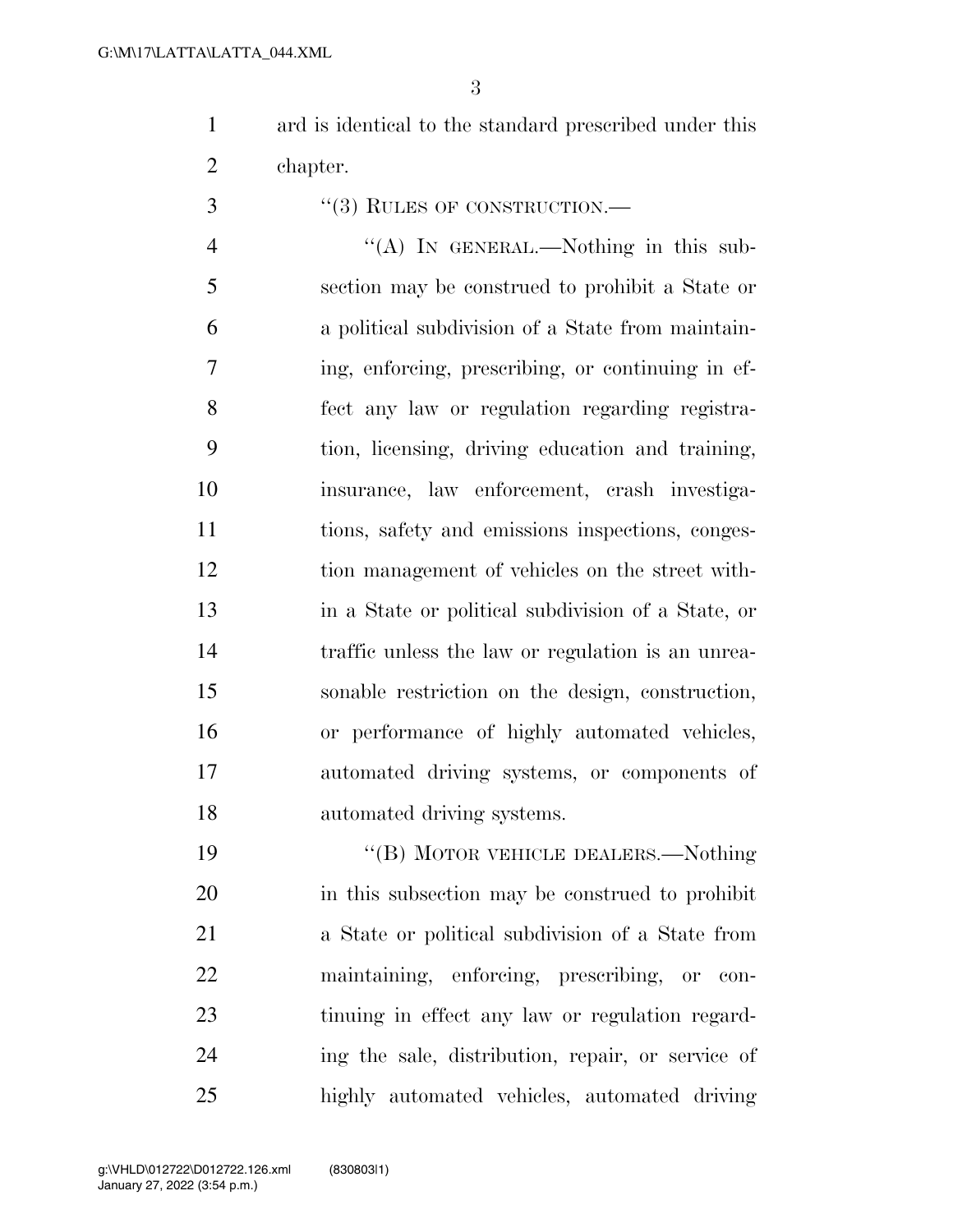ard is identical to the standard prescribed under this chapter.

"(3) RULES OF CONSTRUCTION.—

"(A) IN GENERAL.—Nothing in this subsection may be construed to prohibit a State or a political subdivision of a State from maintaining, enforcing, prescribing, or continuing in effect any law or regulation regarding registration, licensing, driving education and training, insurance, law enforcement, crash investigations, safety and emissions inspections, congestion management of vehicles on the street within a State or political subdivision of a State, or traffic unless the law or regulation is an unreasonable restriction on the design, construction, or performance of highly automated vehicles, automated driving systems, or components of automated driving systems.

"(B) MOTOR VEHICLE DEALERS.—Nothing in this subsection may be construed to prohibit a State or political subdivision of a State from maintaining, enforcing, prescribing, or continuing in effect any law or regulation regarding the sale, distribution, repair, or service of highly automated vehicles, automated driving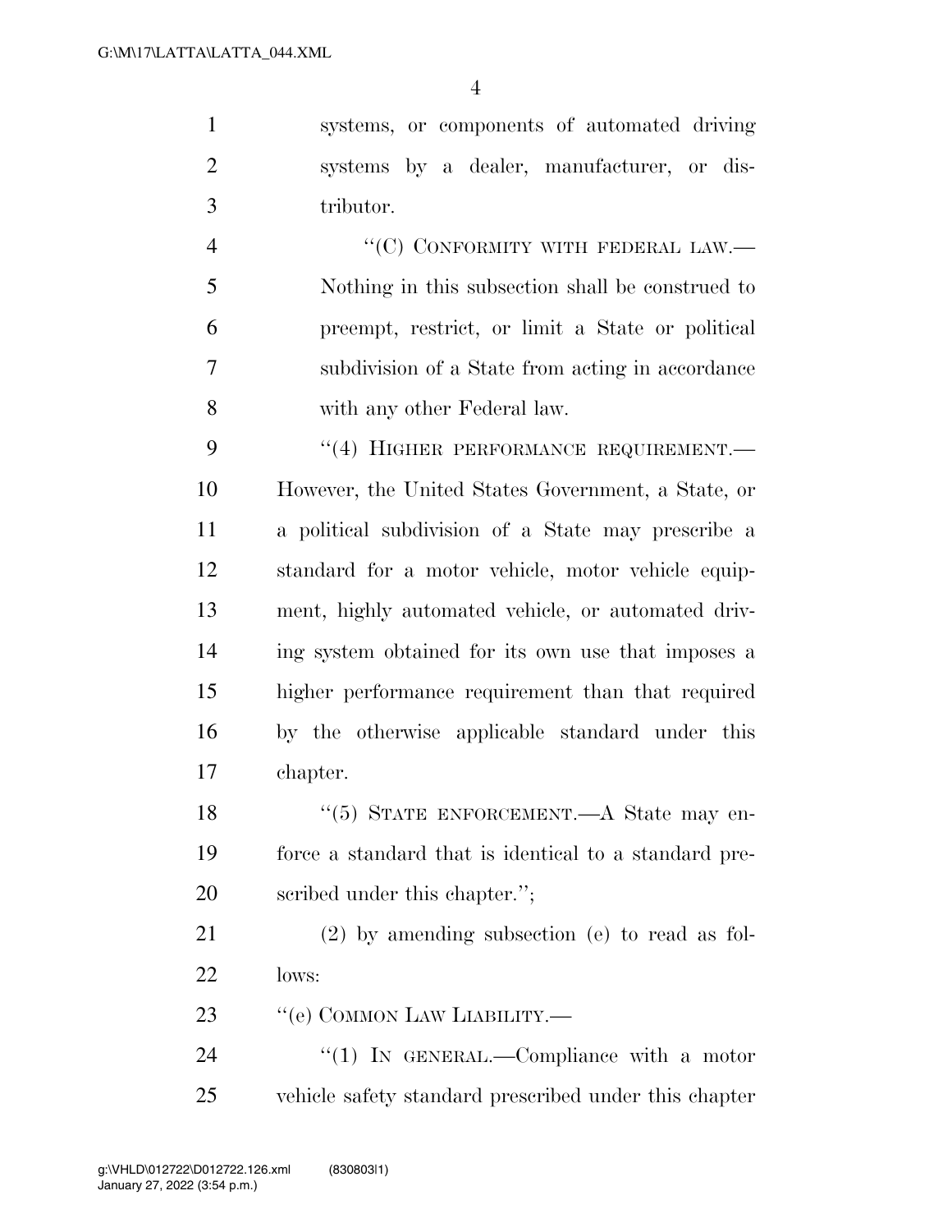systems, or components of automated driving systems by a dealer, manufacturer, or distributor.

"(C) CONFORMITY WITH FEDERAL LAW.—Nothing in this subsection shall be construed to preempt, restrict, or limit a State or political subdivision of a State from acting in accordance with any other Federal law.

"(4) HIGHER PERFORMANCE REQUIREMENT.—However, the United States Government, a State, or a political subdivision of a State may prescribe a standard for a motor vehicle, motor vehicle equipment, highly automated vehicle, or automated driving system obtained for its own use that imposes a higher performance requirement than that required by the otherwise applicable standard under this chapter.

"(5) STATE ENFORCEMENT.—A State may enforce a standard that is identical to a standard prescribed under this chapter.";

(2) by amending subsection (e) to read as follows:

"(e) COMMON LAW LIABILITY.—

"(1) IN GENERAL.—Compliance with a motor vehicle safety standard prescribed under this chapter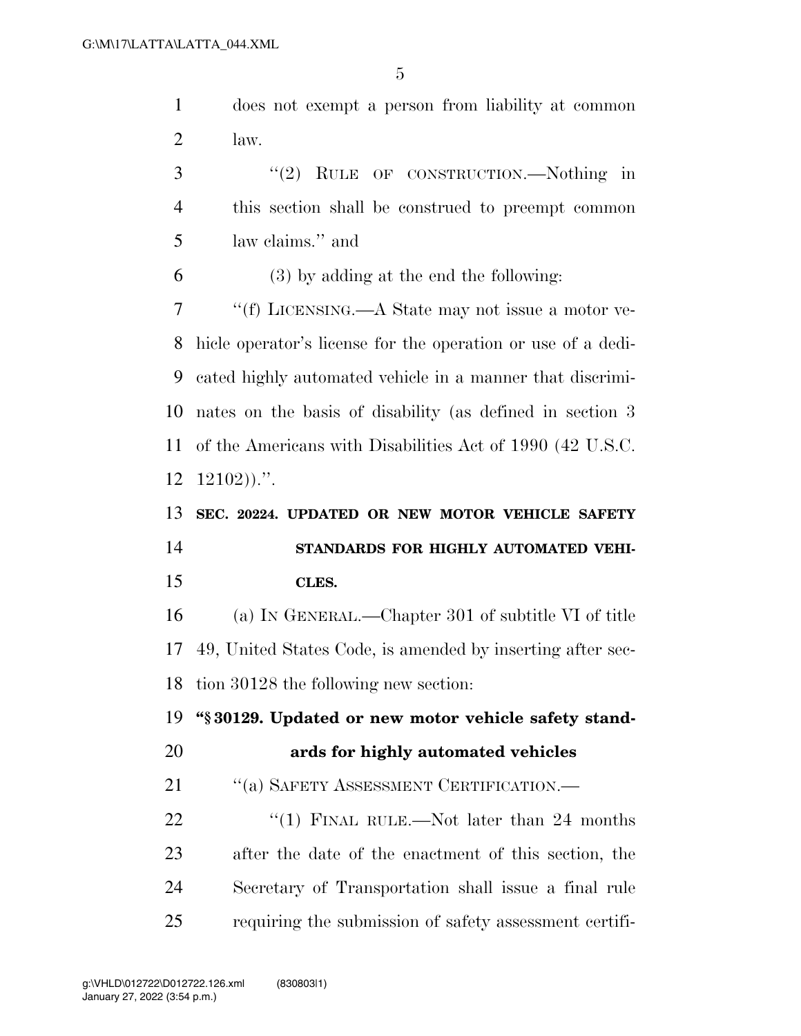does not exempt a person from liability at common law.

"(2) RULE OF CONSTRUCTION.—Nothing in this section shall be construed to preempt common law claims." and

(3) by adding at the end the following:

"(f) LICENSING.—A State may not issue a motor vehicle operator's license for the operation or use of a dedicated highly automated vehicle in a manner that discriminates on the basis of disability (as defined in section 3 of the Americans with Disabilities Act of 1990 (42 U.S.C. 12102)).".

**SEC. 20224. UPDATED OR NEW MOTOR VEHICLE SAFETY STANDARDS FOR HIGHLY AUTOMATED VEHICLES.**

(a) IN GENERAL.—Chapter 301 of subtitle VI of title 49, United States Code, is amended by inserting after section 30128 the following new section:

**"§ 30129. Updated or new motor vehicle safety standards for highly automated vehicles**

"(a) SAFETY ASSESSMENT CERTIFICATION.—

"(1) FINAL RULE.—Not later than 24 months after the date of the enactment of this section, the Secretary of Transportation shall issue a final rule requiring the submission of safety assessment certifi-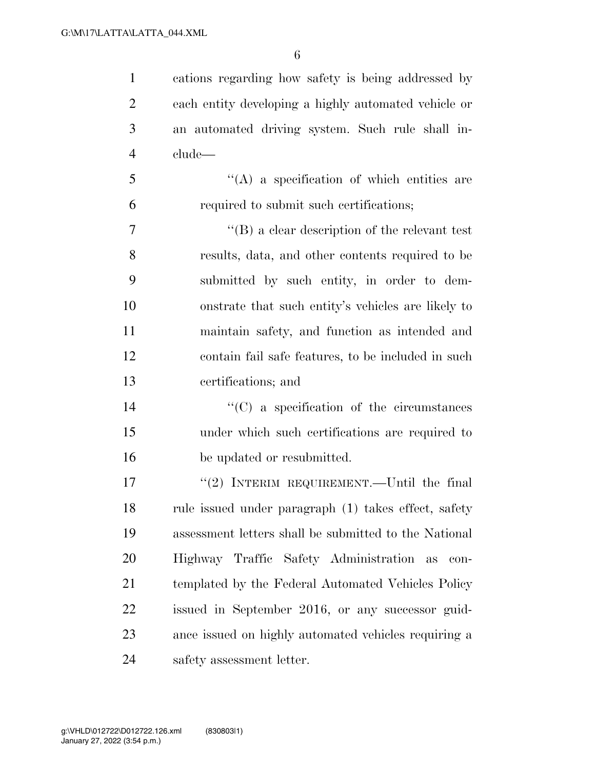cations regarding how safety is being addressed by each entity developing a highly automated vehicle or an automated driving system. Such rule shall include—

"(A) a specification of which entities are required to submit such certifications;

"(B) a clear description of the relevant test results, data, and other contents required to be submitted by such entity, in order to demonstrate that such entity's vehicles are likely to maintain safety, and function as intended and contain fail safe features, to be included in such certifications; and

"(C) a specification of the circumstances under which such certifications are required to be updated or resubmitted.

"(2) INTERIM REQUIREMENT.—Until the final rule issued under paragraph (1) takes effect, safety assessment letters shall be submitted to the National Highway Traffic Safety Administration as contemplated by the Federal Automated Vehicles Policy issued in September 2016, or any successor guidance issued on highly automated vehicles requiring a safety assessment letter.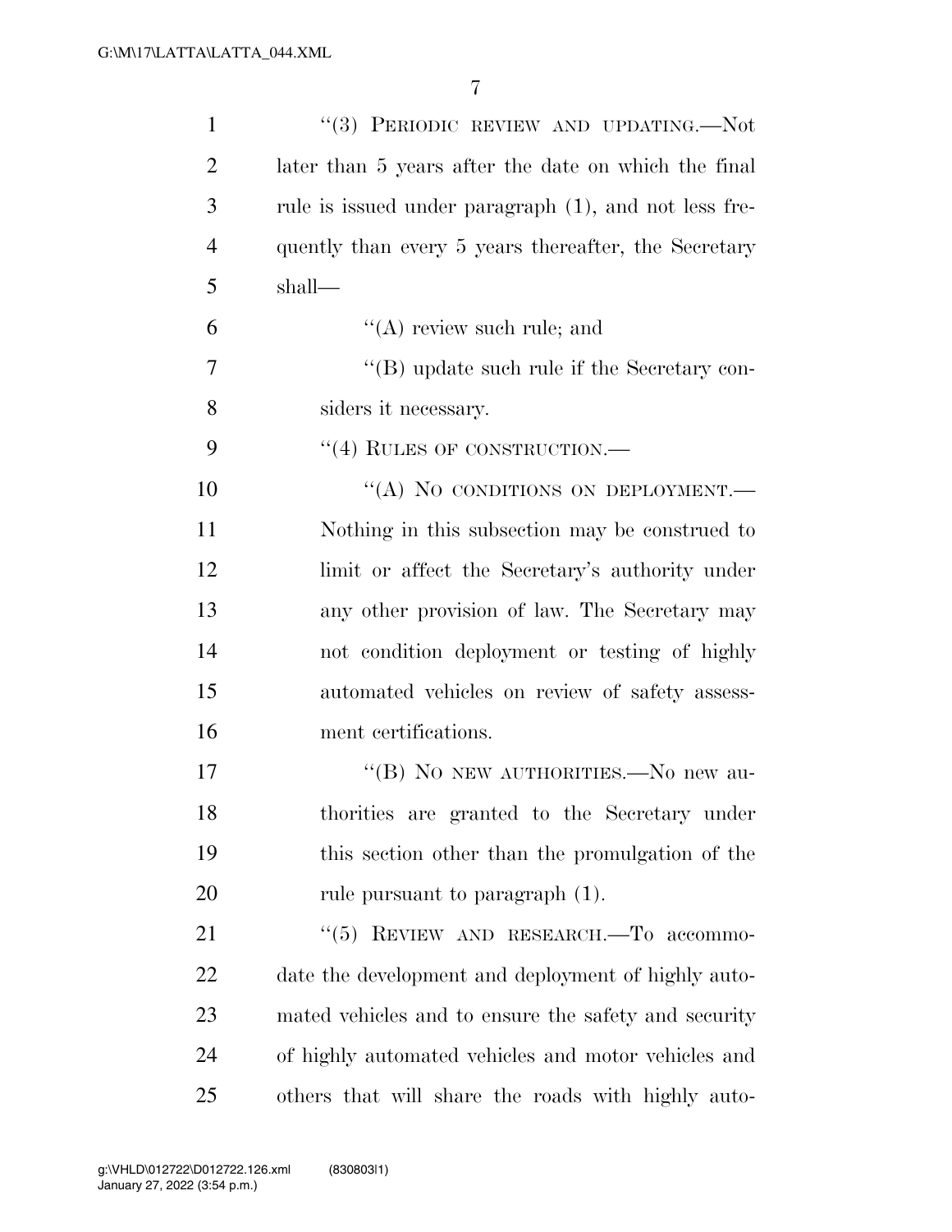"(3) PERIODIC REVIEW AND UPDATING.—Not later than 5 years after the date on which the final rule is issued under paragraph (1), and not less frequently than every 5 years thereafter, the Secretary shall—

"(A) review such rule; and

"(B) update such rule if the Secretary considers it necessary.

"(4) RULES OF CONSTRUCTION.—

"(A) NO CONDITIONS ON DEPLOYMENT.—Nothing in this subsection may be construed to limit or affect the Secretary's authority under any other provision of law. The Secretary may not condition deployment or testing of highly automated vehicles on review of safety assessment certifications.

"(B) NO NEW AUTHORITIES.—No new authorities are granted to the Secretary under this section other than the promulgation of the rule pursuant to paragraph (1).

"(5) REVIEW AND RESEARCH.—To accommodate the development and deployment of highly automated vehicles and to ensure the safety and security of highly automated vehicles and motor vehicles and others that will share the roads with highly auto-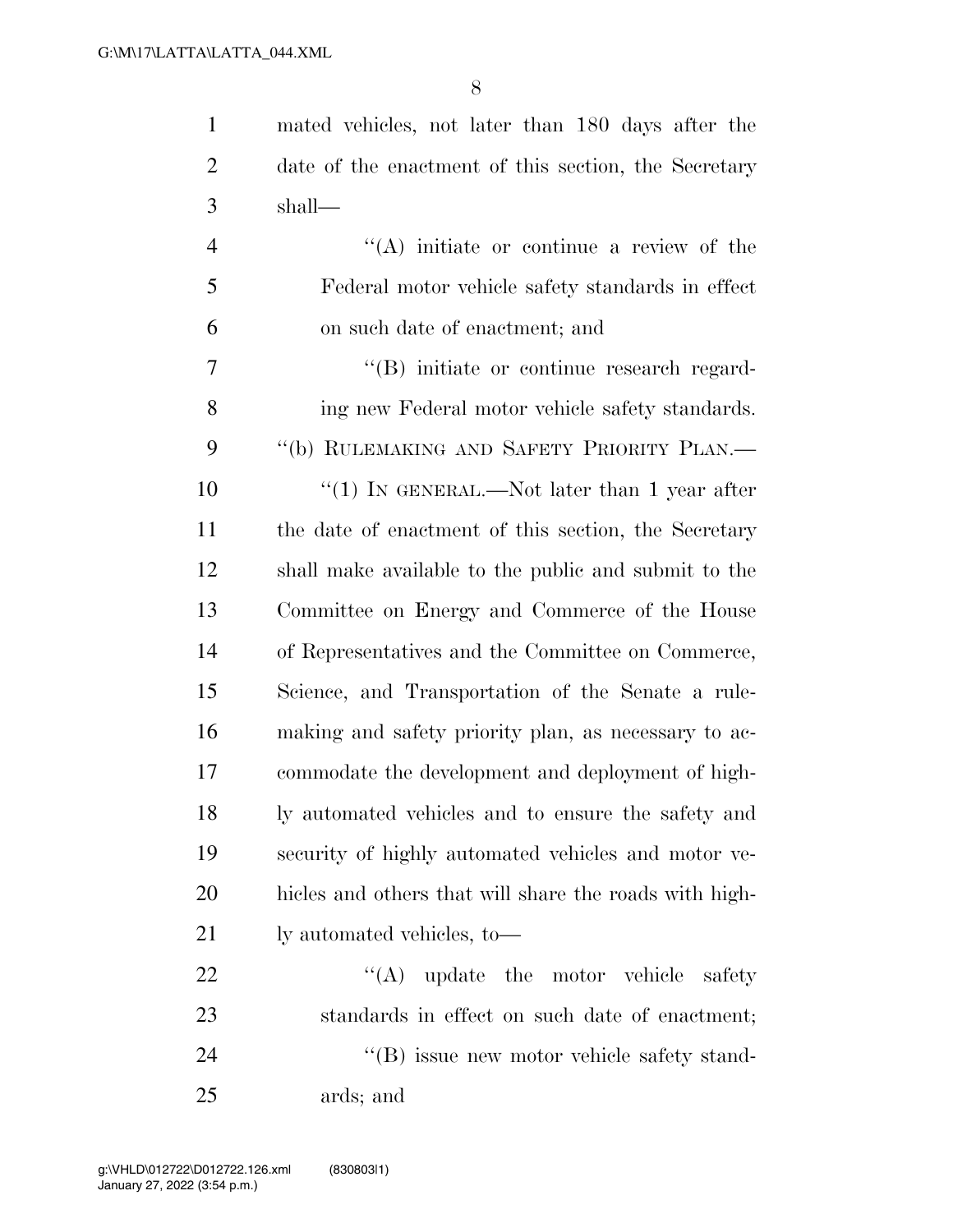mated vehicles, not later than 180 days after the date of the enactment of this section, the Secretary shall—

"(A) initiate or continue a review of the Federal motor vehicle safety standards in effect on such date of enactment; and

"(B) initiate or continue research regarding new Federal motor vehicle safety standards.

"(b) RULEMAKING AND SAFETY PRIORITY PLAN.—

"(1) IN GENERAL.—Not later than 1 year after the date of enactment of this section, the Secretary shall make available to the public and submit to the Committee on Energy and Commerce of the House of Representatives and the Committee on Commerce, Science, and Transportation of the Senate a rulemaking and safety priority plan, as necessary to accommodate the development and deployment of highly automated vehicles and to ensure the safety and security of highly automated vehicles and motor vehicles and others that will share the roads with highly automated vehicles, to—

"(A) update the motor vehicle safety standards in effect on such date of enactment;

"(B) issue new motor vehicle safety standards; and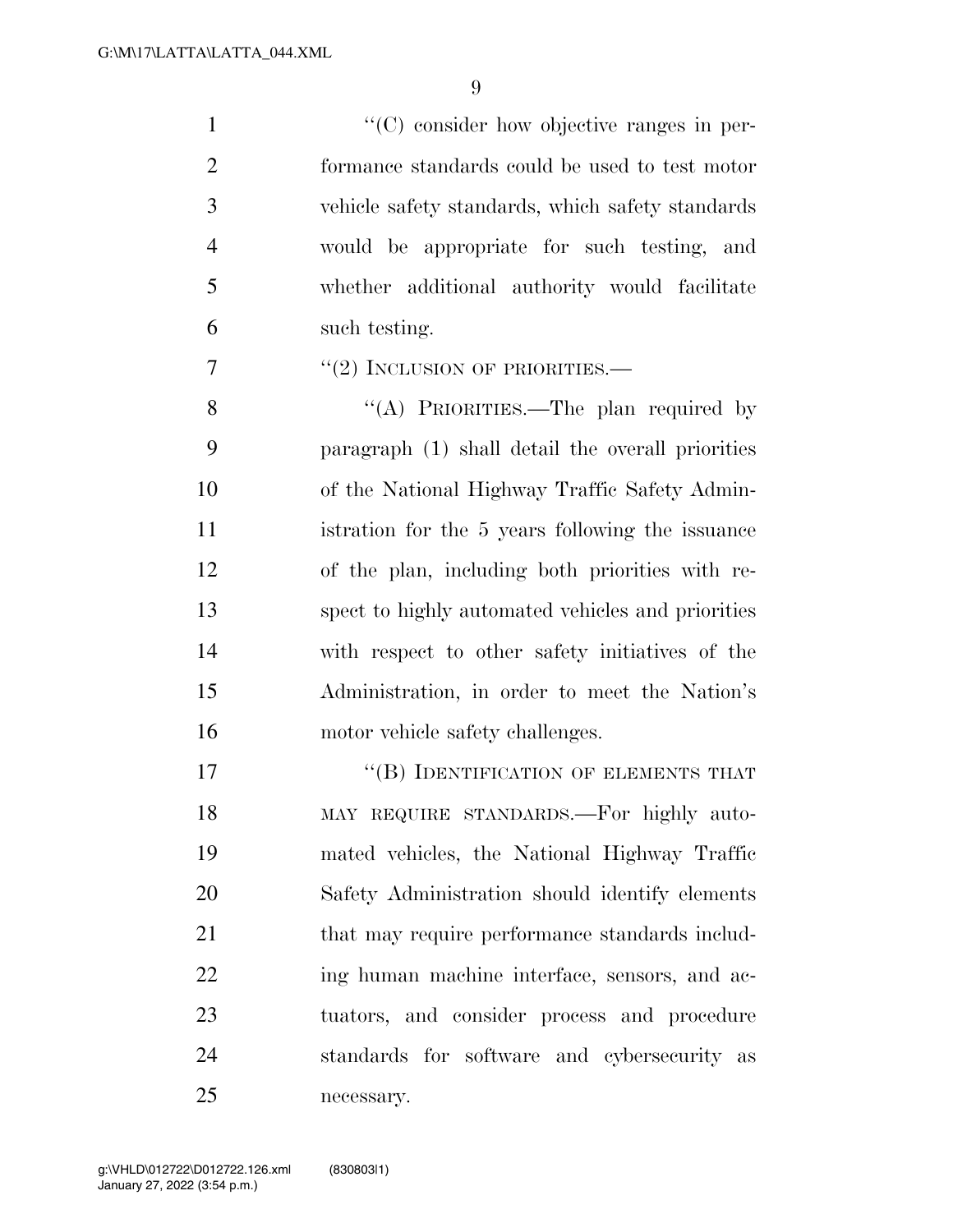"(C) consider how objective ranges in performance standards could be used to test motor vehicle safety standards, which safety standards would be appropriate for such testing, and whether additional authority would facilitate such testing.

"(2) INCLUSION OF PRIORITIES.—

"(A) PRIORITIES.—The plan required by paragraph (1) shall detail the overall priorities of the National Highway Traffic Safety Administration for the 5 years following the issuance of the plan, including both priorities with respect to highly automated vehicles and priorities with respect to other safety initiatives of the Administration, in order to meet the Nation's motor vehicle safety challenges.

"(B) IDENTIFICATION OF ELEMENTS THAT MAY REQUIRE STANDARDS.—For highly automated vehicles, the National Highway Traffic Safety Administration should identify elements that may require performance standards including human machine interface, sensors, and actuators, and consider process and procedure standards for software and cybersecurity as necessary.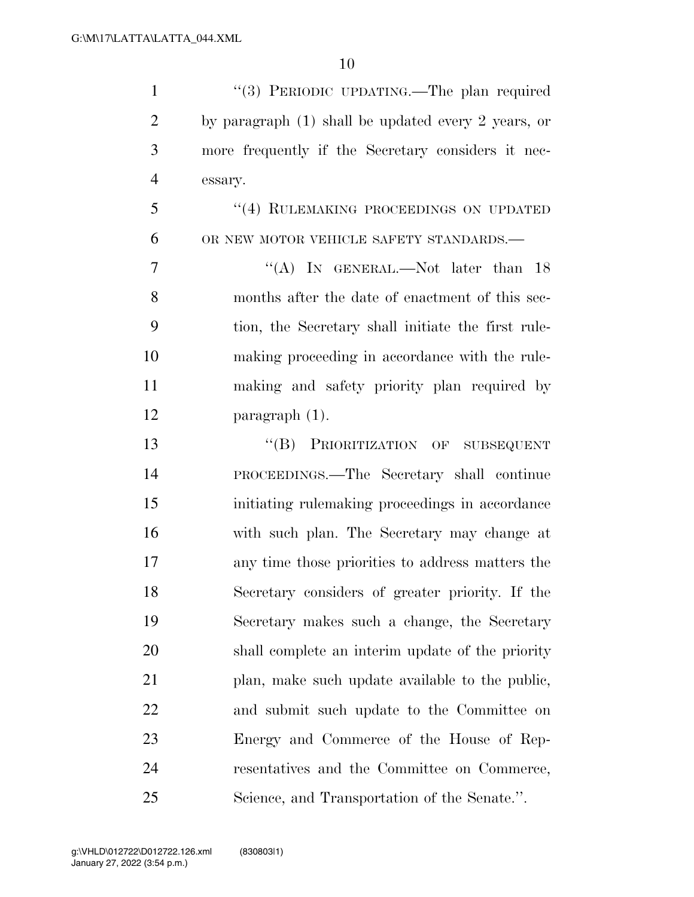"(3) PERIODIC UPDATING.—The plan required by paragraph (1) shall be updated every 2 years, or more frequently if the Secretary considers it necessary.

"(4) RULEMAKING PROCEEDINGS ON UPDATED OR NEW MOTOR VEHICLE SAFETY STANDARDS.—

"(A) IN GENERAL.—Not later than 18 months after the date of enactment of this section, the Secretary shall initiate the first rulemaking proceeding in accordance with the rulemaking and safety priority plan required by paragraph (1).

"(B) PRIORITIZATION OF SUBSEQUENT PROCEEDINGS.—The Secretary shall continue initiating rulemaking proceedings in accordance with such plan. The Secretary may change at any time those priorities to address matters the Secretary considers of greater priority. If the Secretary makes such a change, the Secretary shall complete an interim update of the priority plan, make such update available to the public, and submit such update to the Committee on Energy and Commerce of the House of Representatives and the Committee on Commerce, Science, and Transportation of the Senate.".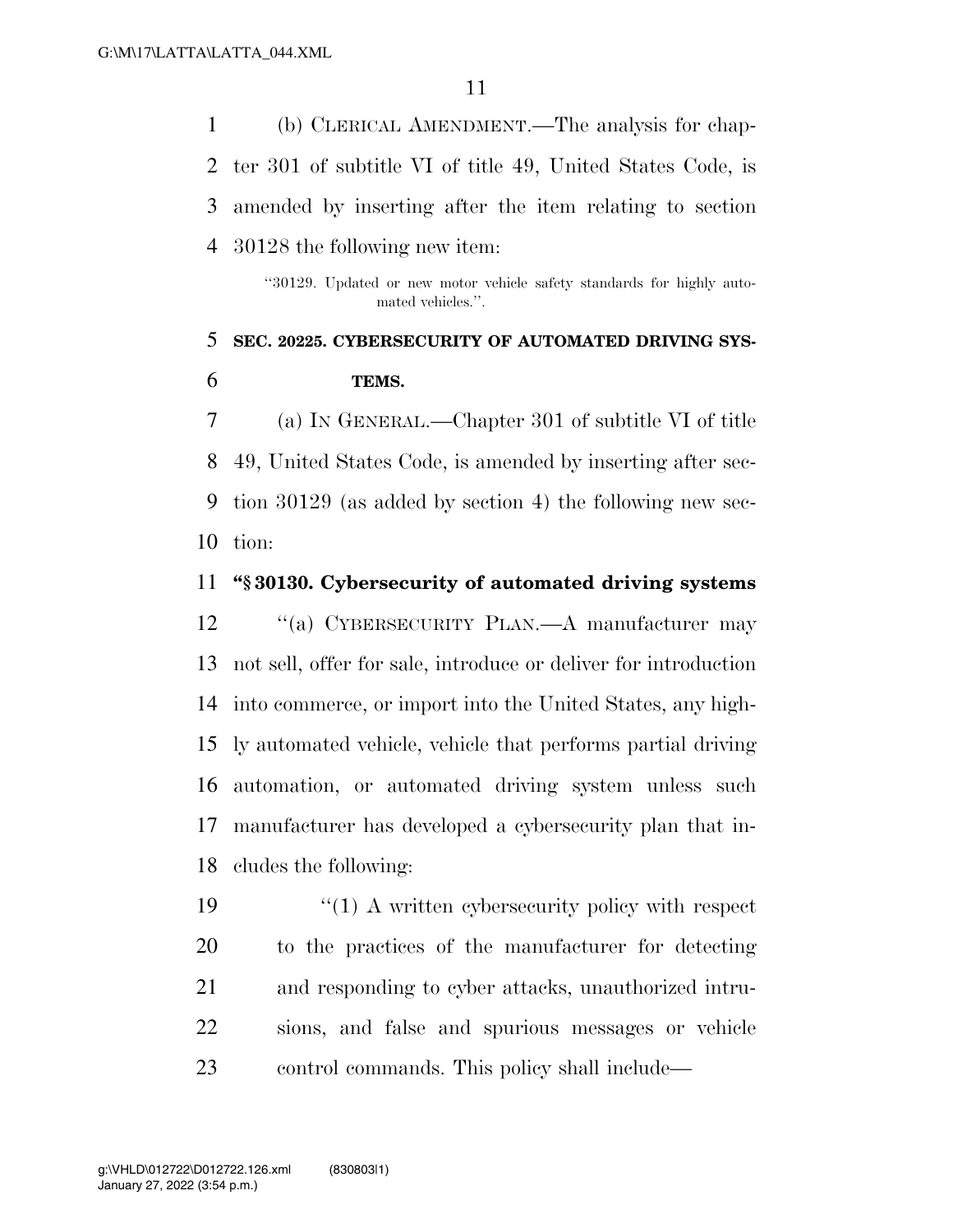(b) CLERICAL AMENDMENT.—The analysis for chapter 301 of subtitle VI of title 49, United States Code, is amended by inserting after the item relating to section 30128 the following new item:

> "30129. Updated or new motor vehicle safety standards for highly automated vehicles.".

**SEC. 20225. CYBERSECURITY OF AUTOMATED DRIVING SYSTEMS.**

(a) IN GENERAL.—Chapter 301 of subtitle VI of title 49, United States Code, is amended by inserting after section 30129 (as added by section 4) the following new section:

**"§ 30130. Cybersecurity of automated driving systems**

"(a) CYBERSECURITY PLAN.—A manufacturer may not sell, offer for sale, introduce or deliver for introduction into commerce, or import into the United States, any highly automated vehicle, vehicle that performs partial driving automation, or automated driving system unless such manufacturer has developed a cybersecurity plan that includes the following:

"(1) A written cybersecurity policy with respect to the practices of the manufacturer for detecting and responding to cyber attacks, unauthorized intrusions, and false and spurious messages or vehicle control commands. This policy shall include—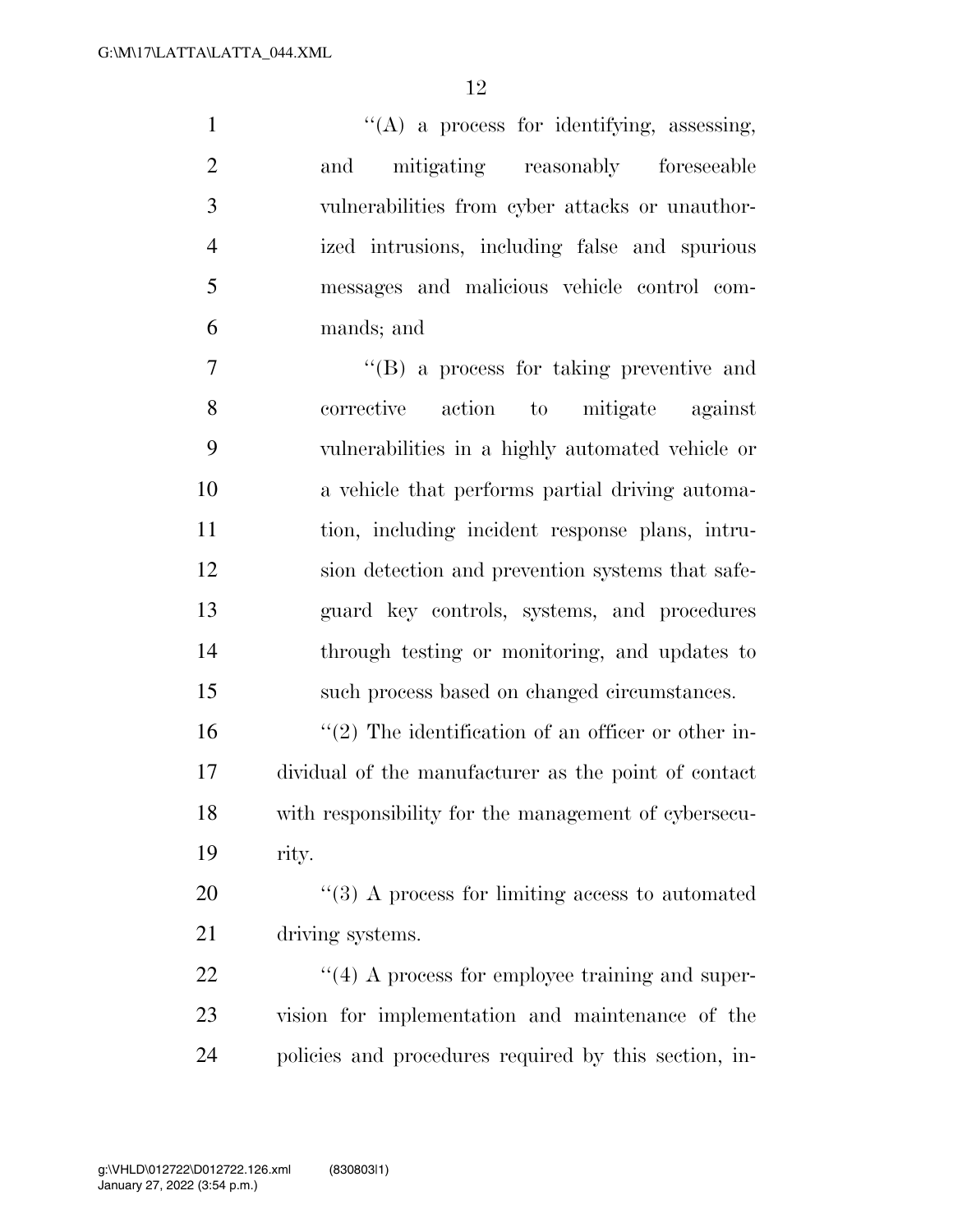''(A) a process for identifying, assessing, and mitigating reasonably foreseeable vulnerabilities from cyber attacks or unauthorized intrusions, including false and spurious messages and malicious vehicle control commands; and

''(B) a process for taking preventive and corrective action to mitigate against vulnerabilities in a highly automated vehicle or a vehicle that performs partial driving automation, including incident response plans, intrusion detection and prevention systems that safeguard key controls, systems, and procedures through testing or monitoring, and updates to such process based on changed circumstances.

''(2) The identification of an officer or other individual of the manufacturer as the point of contact with responsibility for the management of cybersecurity.

''(3) A process for limiting access to automated driving systems.

''(4) A process for employee training and supervision for implementation and maintenance of the policies and procedures required by this section, in-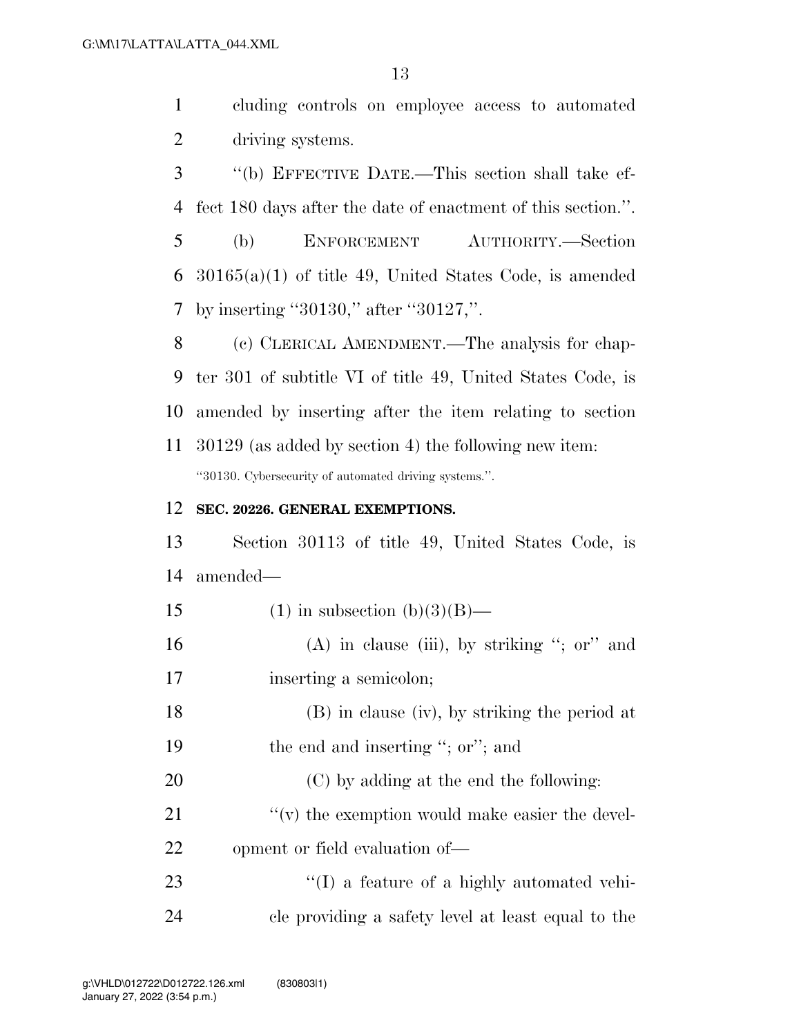cluding controls on employee access to automated driving systems.

"(b) EFFECTIVE DATE.—This section shall take effect 180 days after the date of enactment of this section.".

(b) ENFORCEMENT AUTHORITY.—Section 30165(a)(1) of title 49, United States Code, is amended by inserting "30130," after "30127,".

(c) CLERICAL AMENDMENT.—The analysis for chapter 301 of subtitle VI of title 49, United States Code, is amended by inserting after the item relating to section 30129 (as added by section 4) the following new item:

"30130. Cybersecurity of automated driving systems.".

**SEC. 20226. GENERAL EXEMPTIONS.**

Section 30113 of title 49, United States Code, is amended—

(1) in subsection (b)(3)(B)—

(A) in clause (iii), by striking "; or" and inserting a semicolon;

(B) in clause (iv), by striking the period at the end and inserting "; or"; and

(C) by adding at the end the following:

"(v) the exemption would make easier the development or field evaluation of—

"(I) a feature of a highly automated vehicle providing a safety level at least equal to the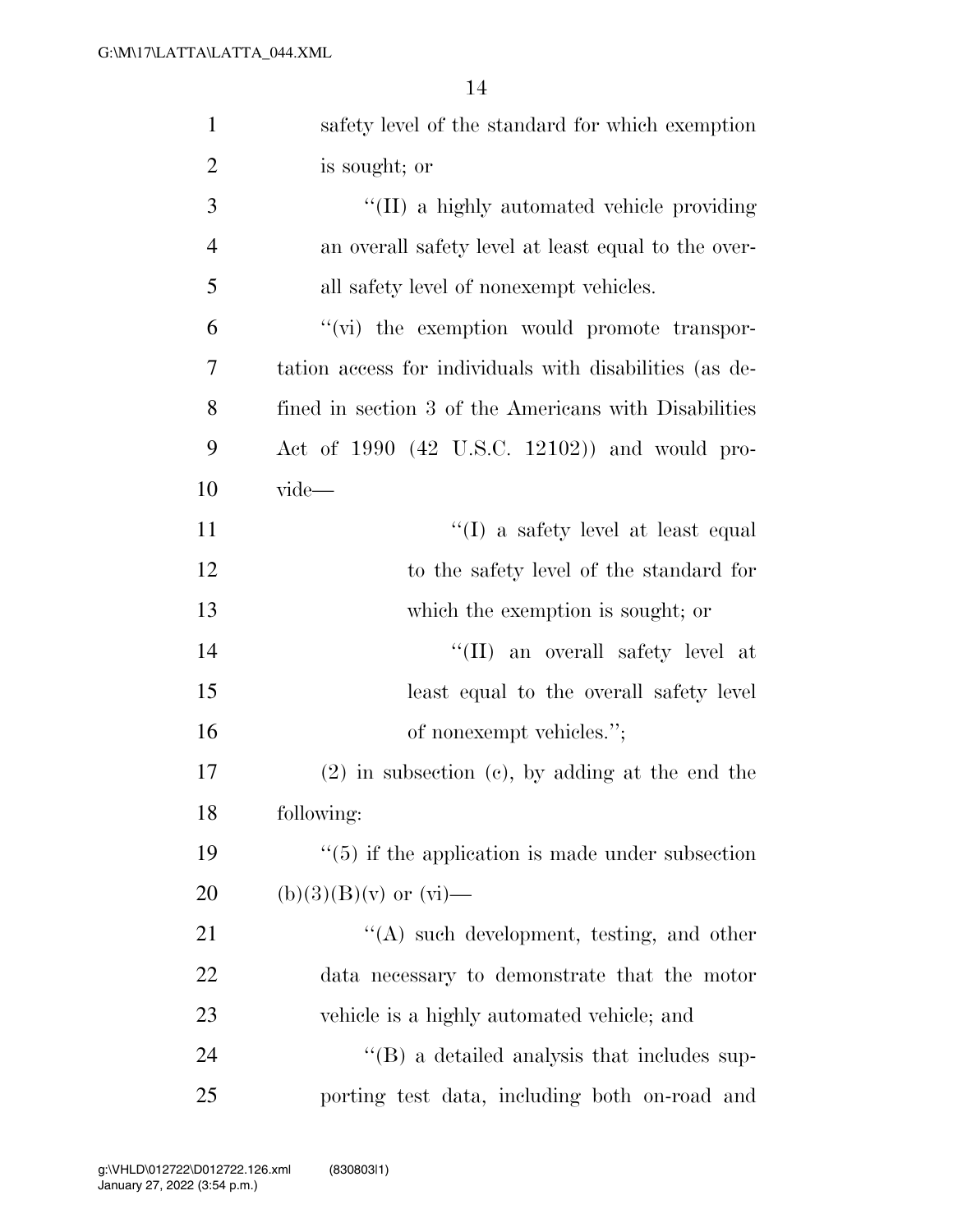safety level of the standard for which exemption is sought; or

"(II) a highly automated vehicle providing an overall safety level at least equal to the overall safety level of nonexempt vehicles.

"(vi) the exemption would promote transportation access for individuals with disabilities (as defined in section 3 of the Americans with Disabilities Act of 1990 (42 U.S.C. 12102)) and would provide—

"(I) a safety level at least equal to the safety level of the standard for which the exemption is sought; or

"(II) an overall safety level at least equal to the overall safety level of nonexempt vehicles.";

(2) in subsection (c), by adding at the end the following:

"(5) if the application is made under subsection (b)(3)(B)(v) or (vi)—

"(A) such development, testing, and other data necessary to demonstrate that the motor vehicle is a highly automated vehicle; and

"(B) a detailed analysis that includes supporting test data, including both on-road and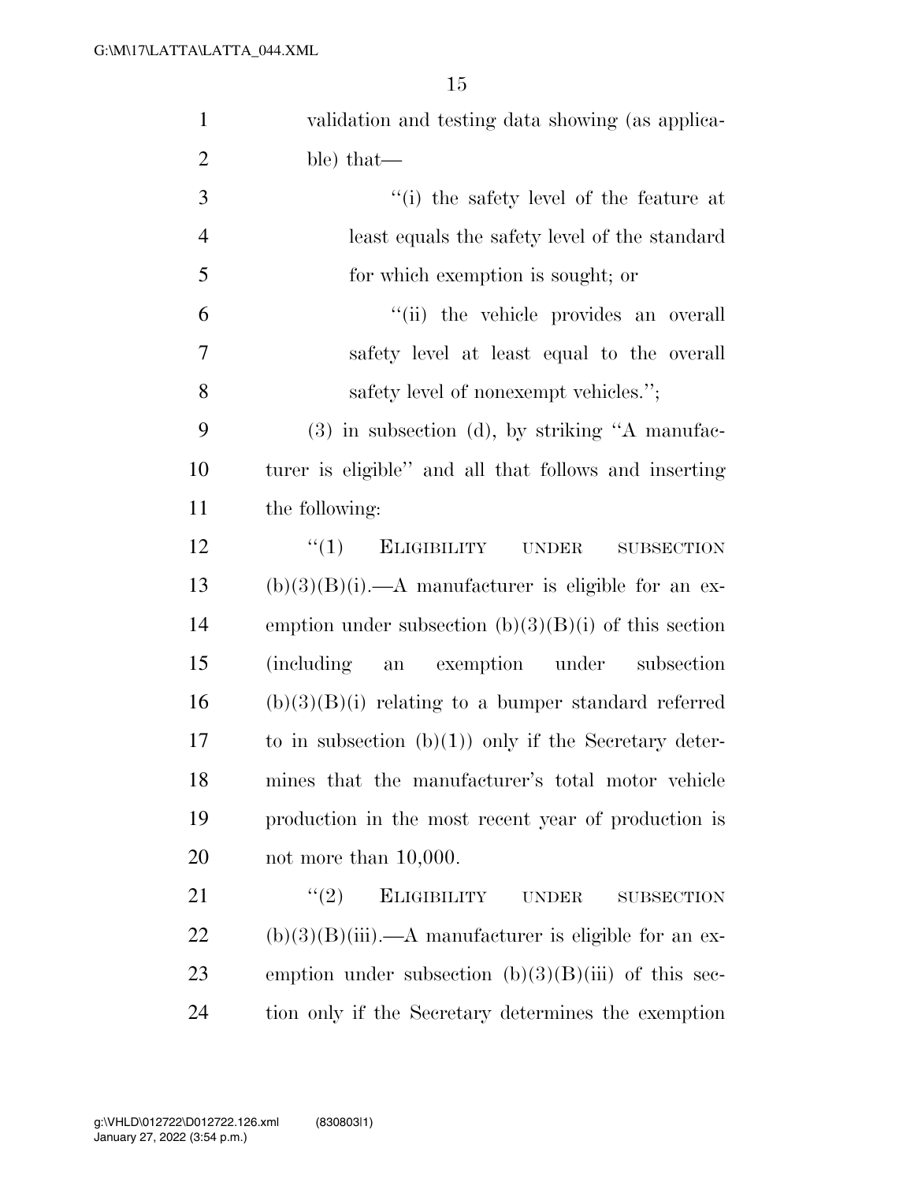validation and testing data showing (as applicable) that—

''(i) the safety level of the feature at least equals the safety level of the standard for which exemption is sought; or

''(ii) the vehicle provides an overall safety level at least equal to the overall safety level of nonexempt vehicles.'';

(3) in subsection (d), by striking ''A manufacturer is eligible'' and all that follows and inserting the following:

''(1) ELIGIBILITY UNDER SUBSECTION (b)(3)(B)(i).—A manufacturer is eligible for an exemption under subsection (b)(3)(B)(i) of this section (including an exemption under subsection (b)(3)(B)(i) relating to a bumper standard referred to in subsection (b)(1)) only if the Secretary determines that the manufacturer's total motor vehicle production in the most recent year of production is not more than 10,000.

''(2) ELIGIBILITY UNDER SUBSECTION (b)(3)(B)(iii).—A manufacturer is eligible for an exemption under subsection (b)(3)(B)(iii) of this section only if the Secretary determines the exemption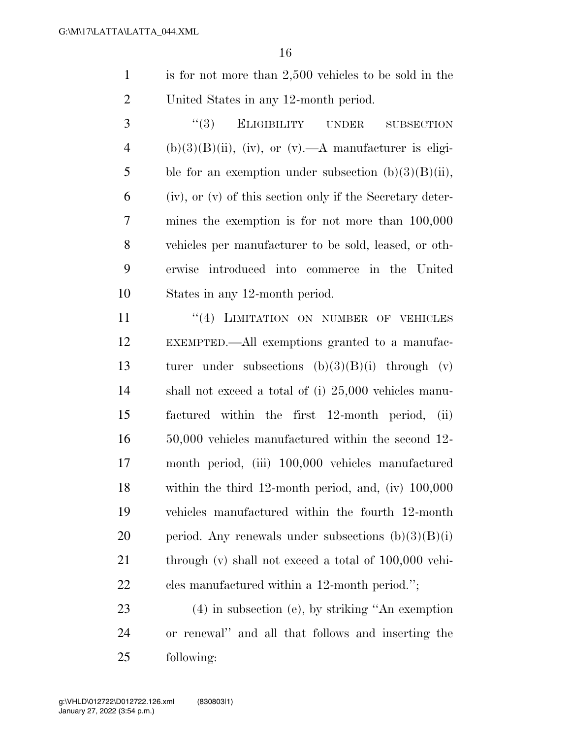is for not more than 2,500 vehicles to be sold in the United States in any 12-month period.

"(3) ELIGIBILITY UNDER SUBSECTION (b)(3)(B)(ii), (iv), or (v).—A manufacturer is eligible for an exemption under subsection (b)(3)(B)(ii), (iv), or (v) of this section only if the Secretary determines the exemption is for not more than 100,000 vehicles per manufacturer to be sold, leased, or otherwise introduced into commerce in the United States in any 12-month period.

"(4) LIMITATION ON NUMBER OF VEHICLES EXEMPTED.—All exemptions granted to a manufacturer under subsections (b)(3)(B)(i) through (v) shall not exceed a total of (i) 25,000 vehicles manufactured within the first 12-month period, (ii) 50,000 vehicles manufactured within the second 12-month period, (iii) 100,000 vehicles manufactured within the third 12-month period, and, (iv) 100,000 vehicles manufactured within the fourth 12-month period. Any renewals under subsections (b)(3)(B)(i) through (v) shall not exceed a total of 100,000 vehicles manufactured within a 12-month period.";

(4) in subsection (e), by striking "An exemption or renewal" and all that follows and inserting the following: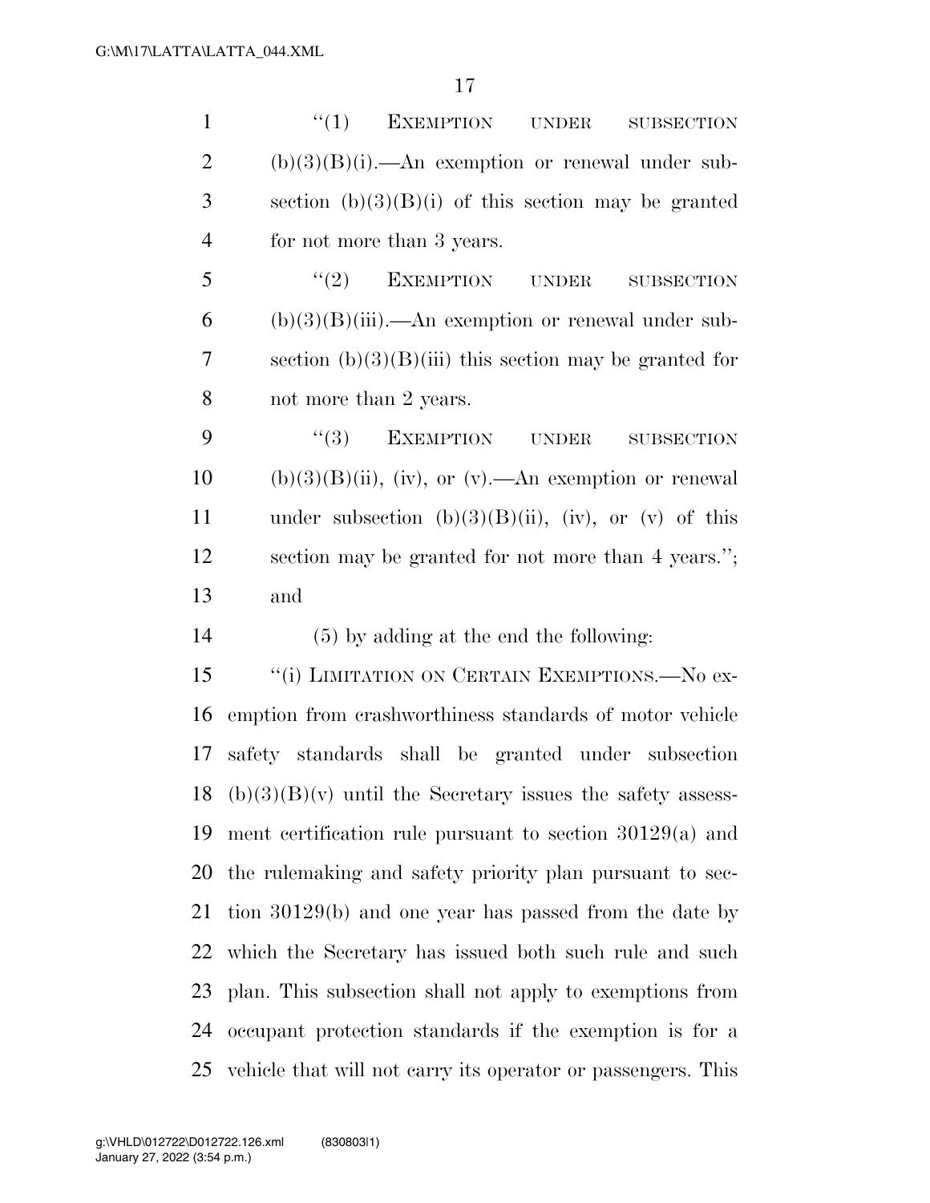"(1) EXEMPTION UNDER SUBSECTION (b)(3)(B)(i).—An exemption or renewal under subsection (b)(3)(B)(i) of this section may be granted for not more than 3 years.

"(2) EXEMPTION UNDER SUBSECTION (b)(3)(B)(iii).—An exemption or renewal under subsection (b)(3)(B)(iii) this section may be granted for not more than 2 years.

"(3) EXEMPTION UNDER SUBSECTION (b)(3)(B)(ii), (iv), or (v).—An exemption or renewal under subsection (b)(3)(B)(ii), (iv), or (v) of this section may be granted for not more than 4 years."; and

(5) by adding at the end the following:

"(i) LIMITATION ON CERTAIN EXEMPTIONS.—No exemption from crashworthiness standards of motor vehicle safety standards shall be granted under subsection (b)(3)(B)(v) until the Secretary issues the safety assessment certification rule pursuant to section 30129(a) and the rulemaking and safety priority plan pursuant to section 30129(b) and one year has passed from the date by which the Secretary has issued both such rule and such plan. This subsection shall not apply to exemptions from occupant protection standards if the exemption is for a vehicle that will not carry its operator or passengers. This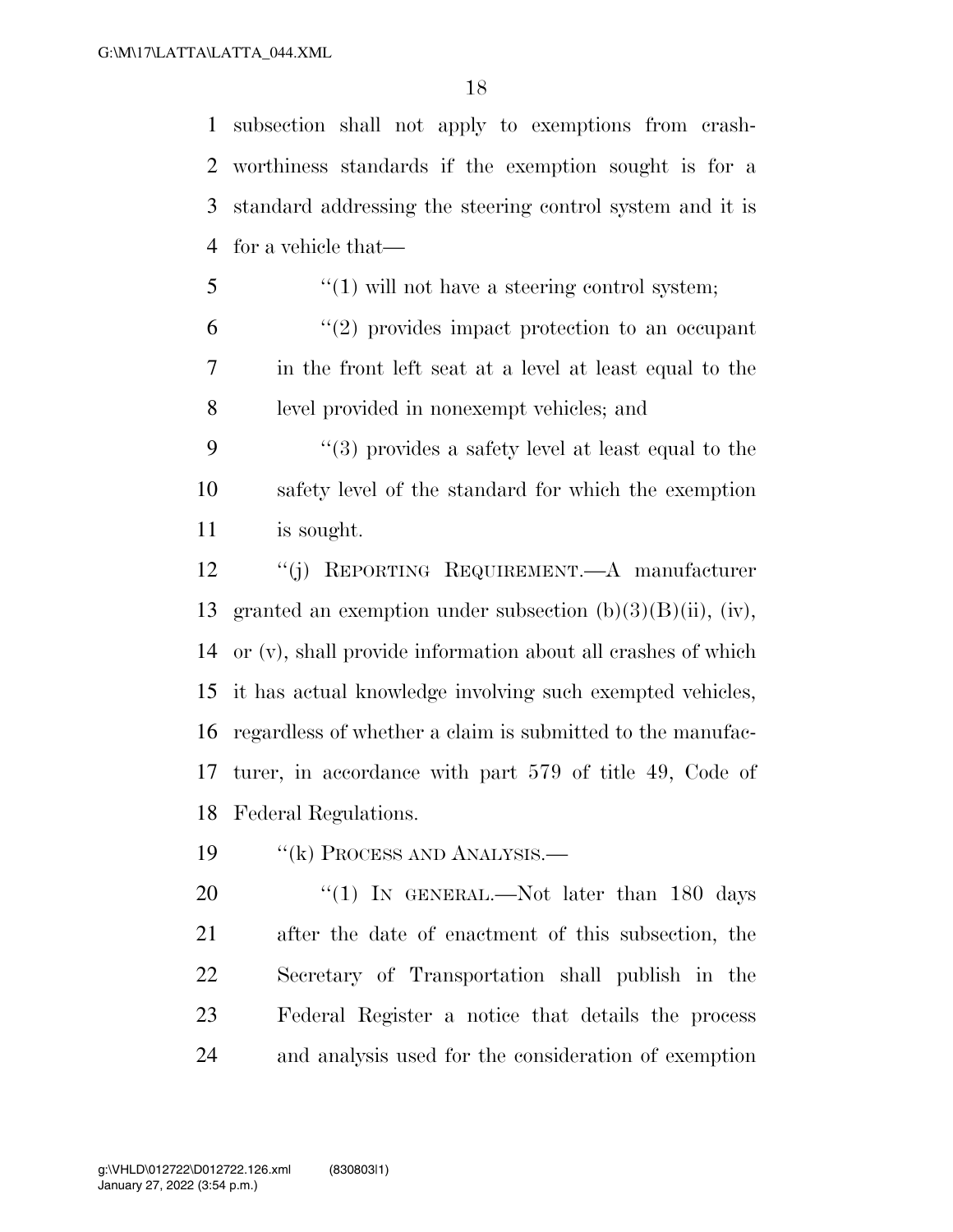subsection shall not apply to exemptions from crash-worthiness standards if the exemption sought is for a standard addressing the steering control system and it is for a vehicle that—

"(1) will not have a steering control system;

"(2) provides impact protection to an occupant in the front left seat at a level at least equal to the level provided in nonexempt vehicles; and

"(3) provides a safety level at least equal to the safety level of the standard for which the exemption is sought.

"(j) REPORTING REQUIREMENT.—A manufacturer granted an exemption under subsection (b)(3)(B)(ii), (iv), or (v), shall provide information about all crashes of which it has actual knowledge involving such exempted vehicles, regardless of whether a claim is submitted to the manufacturer, in accordance with part 579 of title 49, Code of Federal Regulations.

"(k) PROCESS AND ANALYSIS.—

"(1) IN GENERAL.—Not later than 180 days after the date of enactment of this subsection, the Secretary of Transportation shall publish in the Federal Register a notice that details the process and analysis used for the consideration of exemption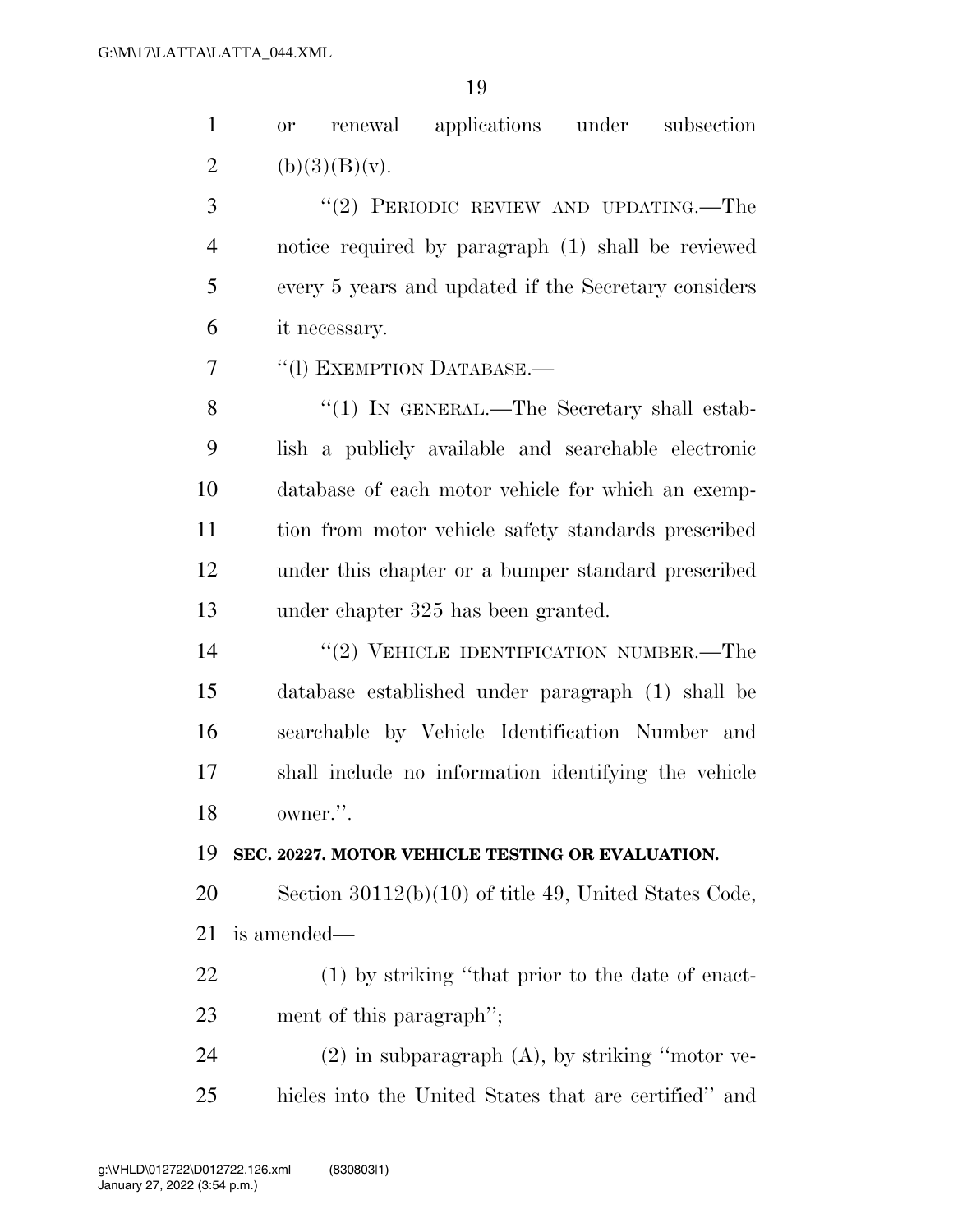or renewal applications under subsection (b)(3)(B)(v).

"(2) PERIODIC REVIEW AND UPDATING.—The notice required by paragraph (1) shall be reviewed every 5 years and updated if the Secretary considers it necessary.

"(l) EXEMPTION DATABASE.—

"(1) IN GENERAL.—The Secretary shall establish a publicly available and searchable electronic database of each motor vehicle for which an exemption from motor vehicle safety standards prescribed under this chapter or a bumper standard prescribed under chapter 325 has been granted.

"(2) VEHICLE IDENTIFICATION NUMBER.—The database established under paragraph (1) shall be searchable by Vehicle Identification Number and shall include no information identifying the vehicle owner.".

**SEC. 20227. MOTOR VEHICLE TESTING OR EVALUATION.**

Section 30112(b)(10) of title 49, United States Code, is amended—

(1) by striking "that prior to the date of enactment of this paragraph";

(2) in subparagraph (A), by striking "motor vehicles into the United States that are certified" and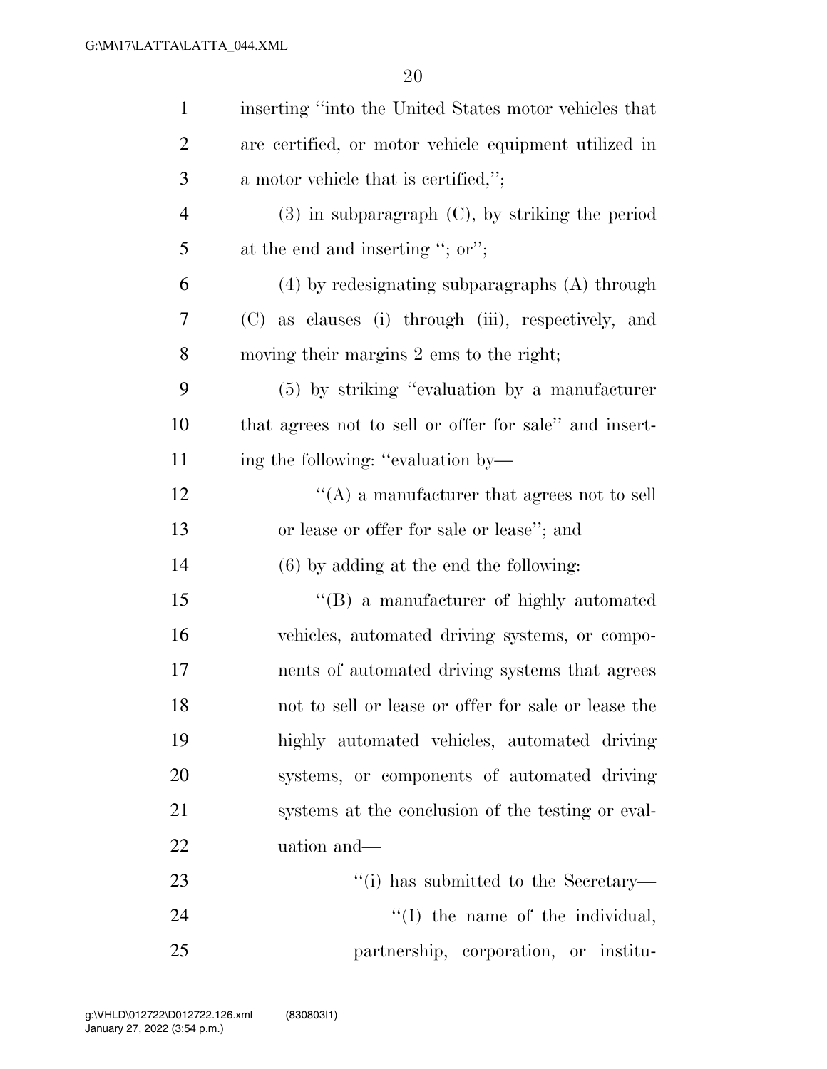inserting "into the United States motor vehicles that are certified, or motor vehicle equipment utilized in a motor vehicle that is certified,";

(3) in subparagraph (C), by striking the period at the end and inserting "; or";

(4) by redesignating subparagraphs (A) through (C) as clauses (i) through (iii), respectively, and moving their margins 2 ems to the right;

(5) by striking "evaluation by a manufacturer that agrees not to sell or offer for sale" and inserting the following: "evaluation by—

"(A) a manufacturer that agrees not to sell or lease or offer for sale or lease"; and

(6) by adding at the end the following:

"(B) a manufacturer of highly automated vehicles, automated driving systems, or components of automated driving systems that agrees not to sell or lease or offer for sale or lease the highly automated vehicles, automated driving systems, or components of automated driving systems at the conclusion of the testing or evaluation and—

"(i) has submitted to the Secretary—

"(I) the name of the individual, partnership, corporation, or institu-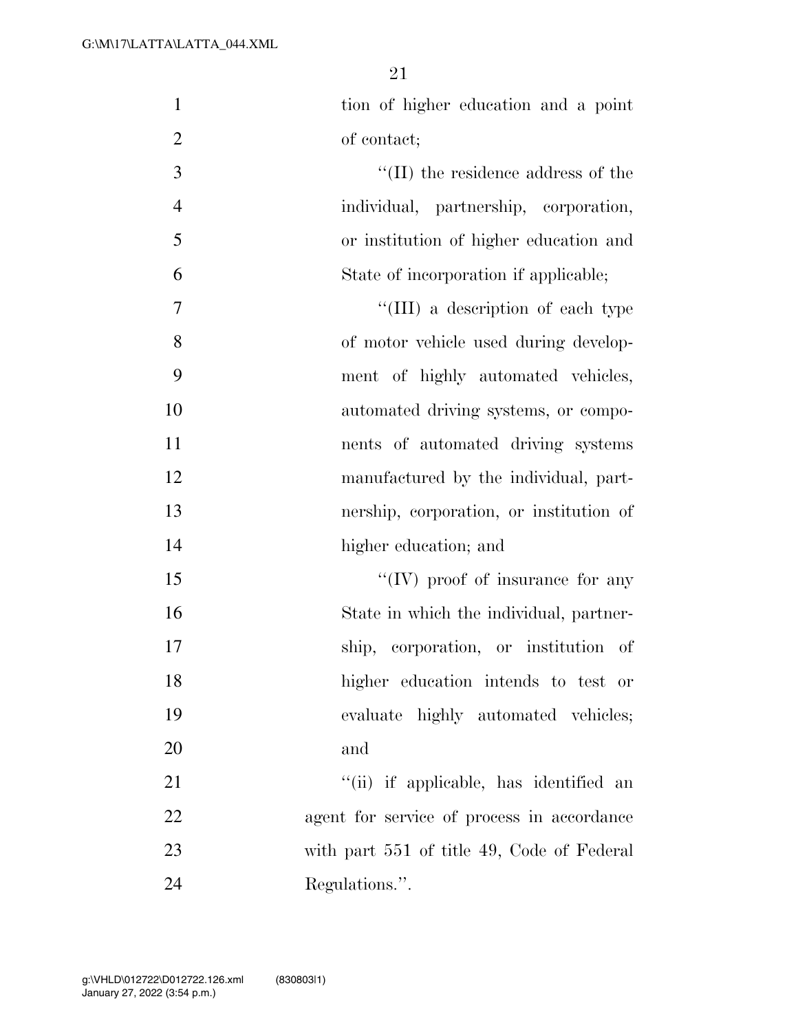tion of higher education and a point of contact;

''(II) the residence address of the individual, partnership, corporation, or institution of higher education and State of incorporation if applicable;

''(III) a description of each type of motor vehicle used during development of highly automated vehicles, automated driving systems, or components of automated driving systems manufactured by the individual, partnership, corporation, or institution of higher education; and

''(IV) proof of insurance for any State in which the individual, partnership, corporation, or institution of higher education intends to test or evaluate highly automated vehicles; and

''(ii) if applicable, has identified an agent for service of process in accordance with part 551 of title 49, Code of Federal Regulations.''.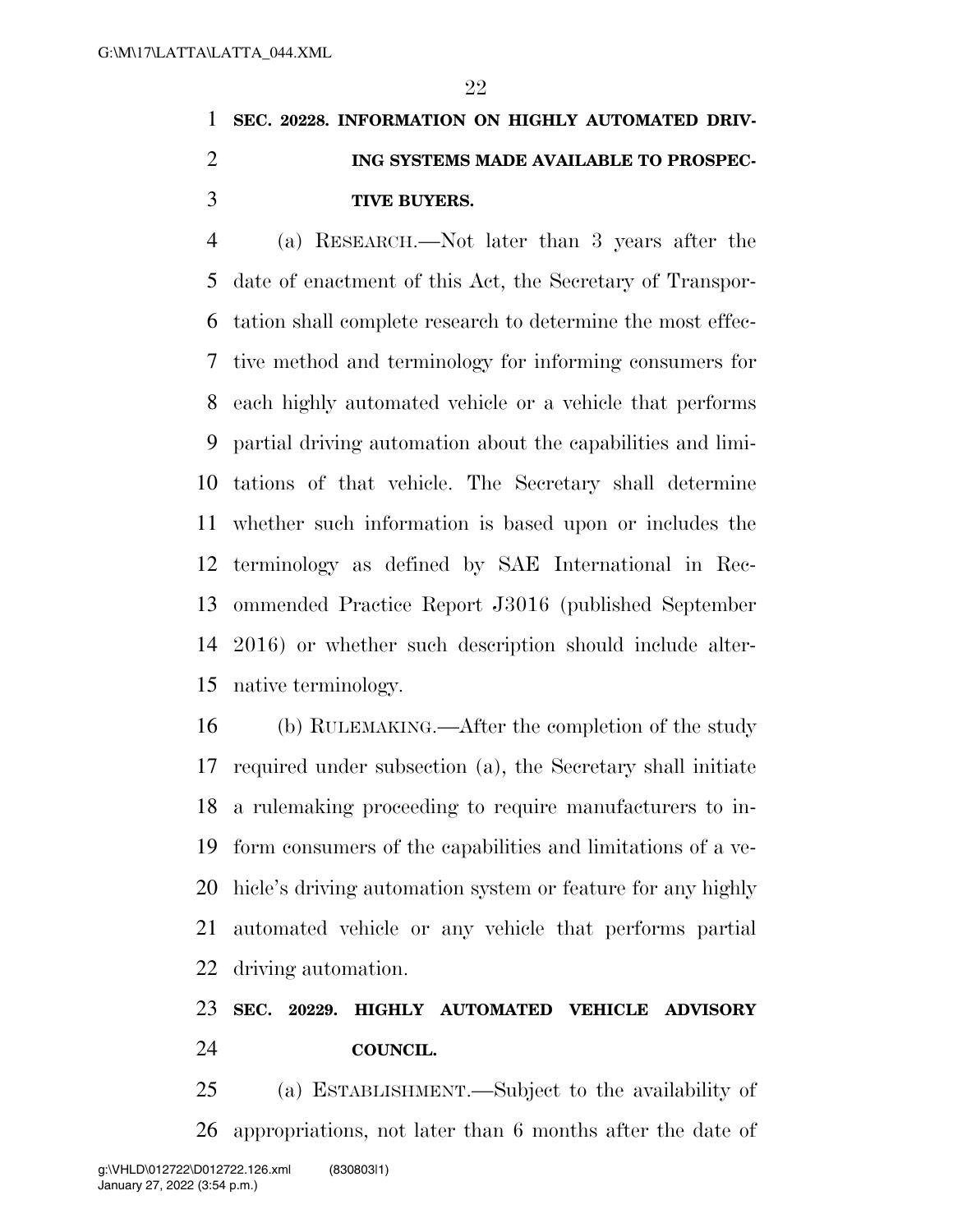**SEC. 20228. INFORMATION ON HIGHLY AUTOMATED DRIVING SYSTEMS MADE AVAILABLE TO PROSPECTIVE BUYERS.**

(a) RESEARCH.—Not later than 3 years after the date of enactment of this Act, the Secretary of Transportation shall complete research to determine the most effective method and terminology for informing consumers for each highly automated vehicle or a vehicle that performs partial driving automation about the capabilities and limitations of that vehicle. The Secretary shall determine whether such information is based upon or includes the terminology as defined by SAE International in Recommended Practice Report J3016 (published September 2016) or whether such description should include alternative terminology.

(b) RULEMAKING.—After the completion of the study required under subsection (a), the Secretary shall initiate a rulemaking proceeding to require manufacturers to inform consumers of the capabilities and limitations of a vehicle's driving automation system or feature for any highly automated vehicle or any vehicle that performs partial driving automation.

**SEC. 20229. HIGHLY AUTOMATED VEHICLE ADVISORY COUNCIL.**

(a) ESTABLISHMENT.—Subject to the availability of appropriations, not later than 6 months after the date of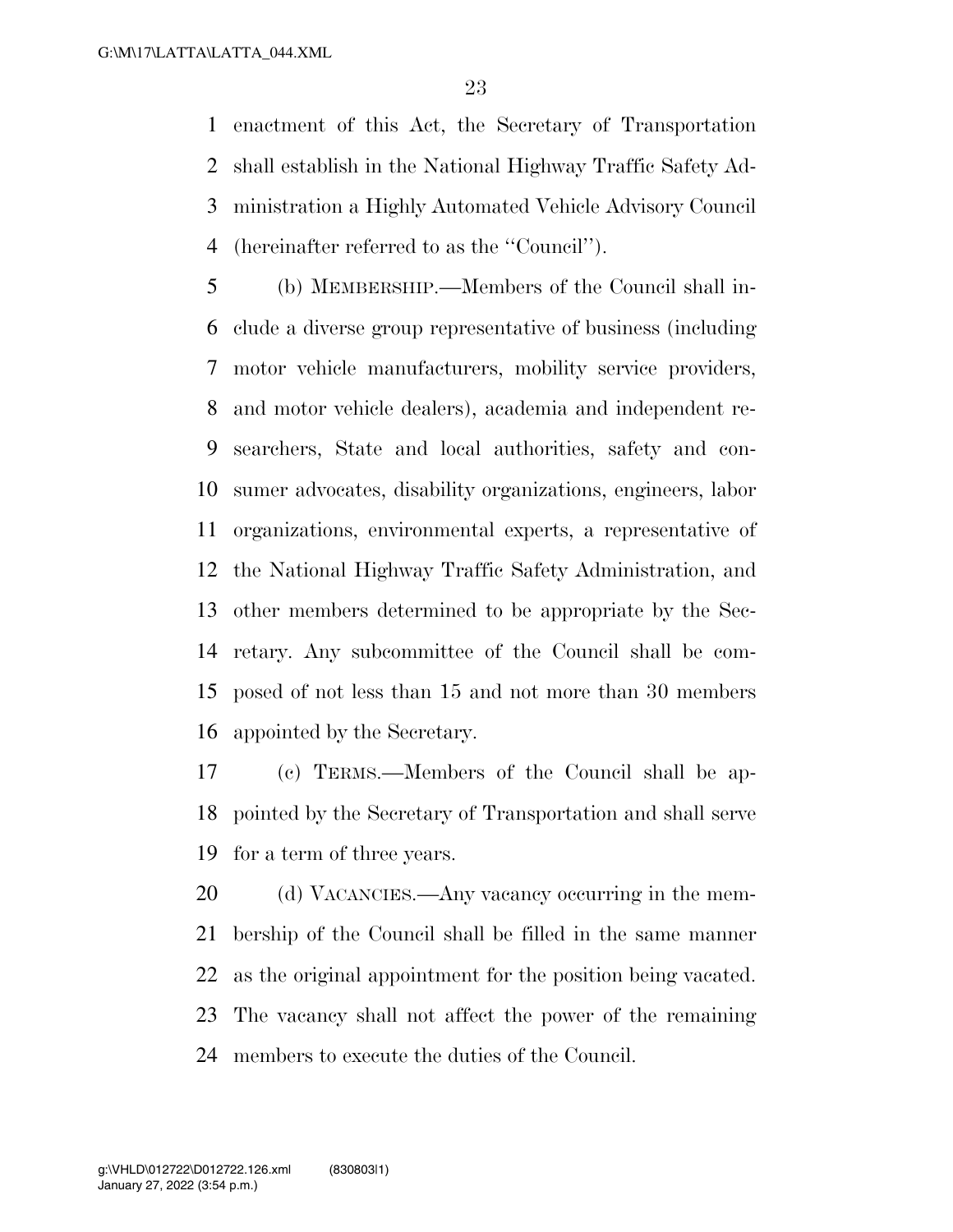enactment of this Act, the Secretary of Transportation shall establish in the National Highway Traffic Safety Administration a Highly Automated Vehicle Advisory Council (hereinafter referred to as the ''Council'').

(b) MEMBERSHIP.—Members of the Council shall include a diverse group representative of business (including motor vehicle manufacturers, mobility service providers, and motor vehicle dealers), academia and independent researchers, State and local authorities, safety and consumer advocates, disability organizations, engineers, labor organizations, environmental experts, a representative of the National Highway Traffic Safety Administration, and other members determined to be appropriate by the Secretary. Any subcommittee of the Council shall be composed of not less than 15 and not more than 30 members appointed by the Secretary.

(c) TERMS.—Members of the Council shall be appointed by the Secretary of Transportation and shall serve for a term of three years.

(d) VACANCIES.—Any vacancy occurring in the membership of the Council shall be filled in the same manner as the original appointment for the position being vacated. The vacancy shall not affect the power of the remaining members to execute the duties of the Council.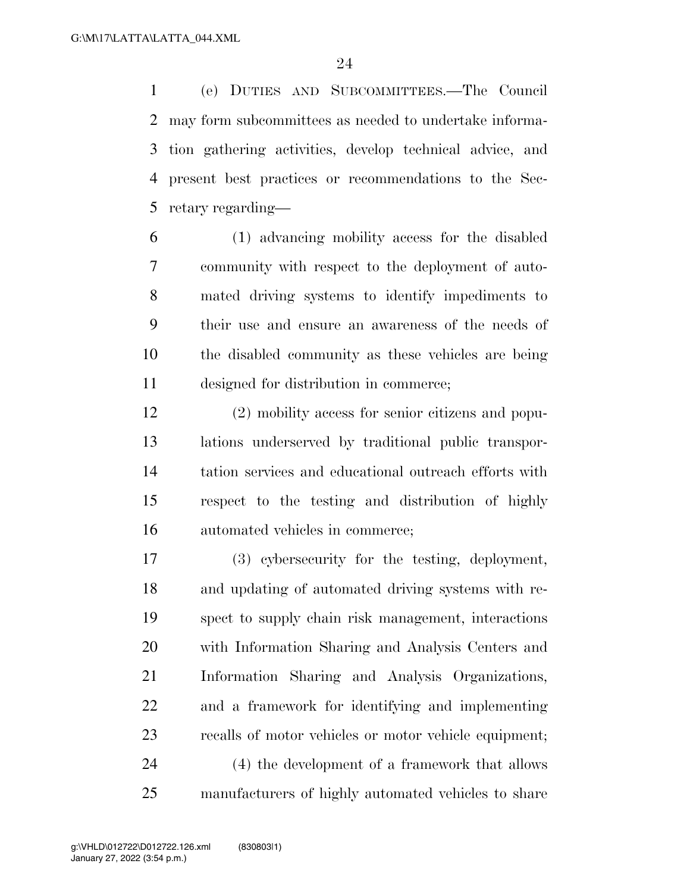(e) DUTIES AND SUBCOMMITTEES.—The Council may form subcommittees as needed to undertake information gathering activities, develop technical advice, and present best practices or recommendations to the Secretary regarding—

(1) advancing mobility access for the disabled community with respect to the deployment of automated driving systems to identify impediments to their use and ensure an awareness of the needs of the disabled community as these vehicles are being designed for distribution in commerce;

(2) mobility access for senior citizens and populations underserved by traditional public transportation services and educational outreach efforts with respect to the testing and distribution of highly automated vehicles in commerce;

(3) cybersecurity for the testing, deployment, and updating of automated driving systems with respect to supply chain risk management, interactions with Information Sharing and Analysis Centers and Information Sharing and Analysis Organizations, and a framework for identifying and implementing recalls of motor vehicles or motor vehicle equipment;

(4) the development of a framework that allows manufacturers of highly automated vehicles to share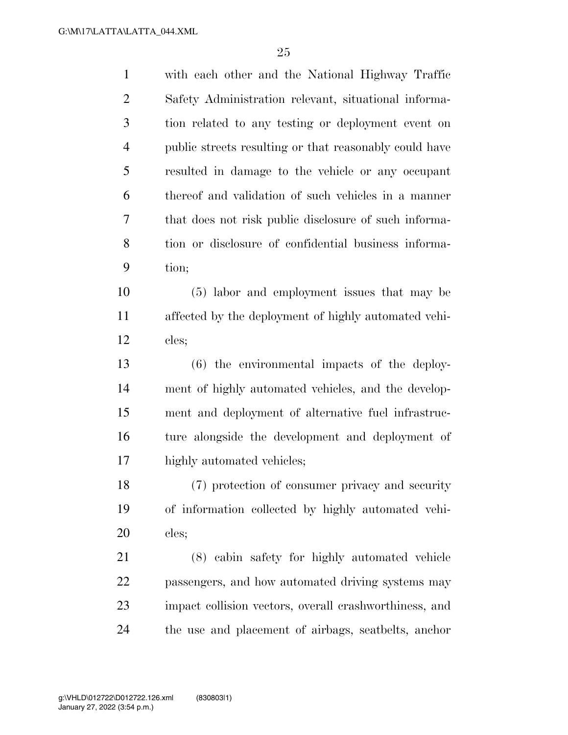with each other and the National Highway Traffic Safety Administration relevant, situational information related to any testing or deployment event on public streets resulting or that reasonably could have resulted in damage to the vehicle or any occupant thereof and validation of such vehicles in a manner that does not risk public disclosure of such information or disclosure of confidential business information;

(5) labor and employment issues that may be affected by the deployment of highly automated vehicles;

(6) the environmental impacts of the deployment of highly automated vehicles, and the development and deployment of alternative fuel infrastructure alongside the development and deployment of highly automated vehicles;

(7) protection of consumer privacy and security of information collected by highly automated vehicles;

(8) cabin safety for highly automated vehicle passengers, and how automated driving systems may impact collision vectors, overall crashworthiness, and the use and placement of airbags, seatbelts, anchor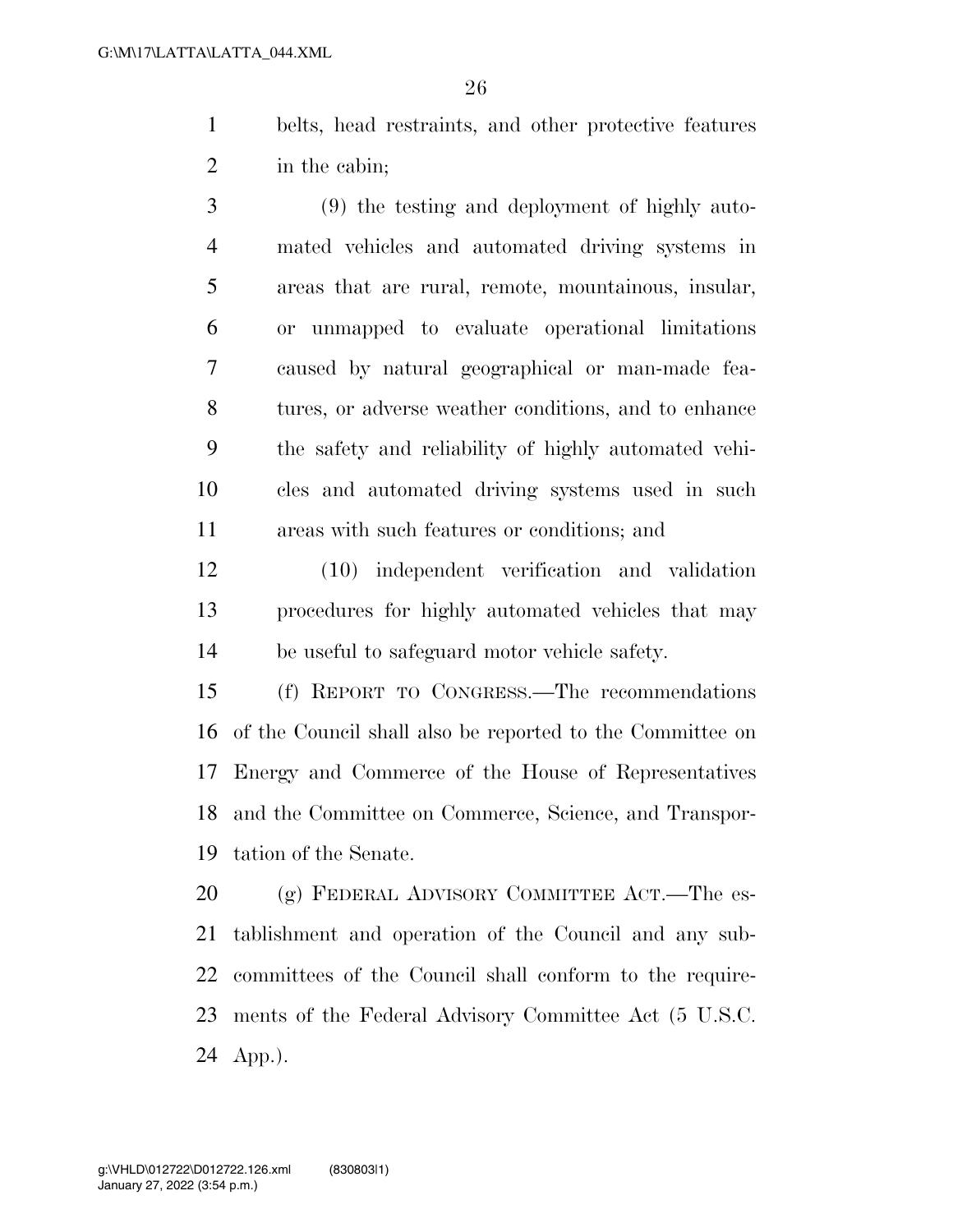belts, head restraints, and other protective features in the cabin;

(9) the testing and deployment of highly automated vehicles and automated driving systems in areas that are rural, remote, mountainous, insular, or unmapped to evaluate operational limitations caused by natural geographical or man-made features, or adverse weather conditions, and to enhance the safety and reliability of highly automated vehicles and automated driving systems used in such areas with such features or conditions; and

(10) independent verification and validation procedures for highly automated vehicles that may be useful to safeguard motor vehicle safety.

(f) REPORT TO CONGRESS.—The recommendations of the Council shall also be reported to the Committee on Energy and Commerce of the House of Representatives and the Committee on Commerce, Science, and Transportation of the Senate.

(g) FEDERAL ADVISORY COMMITTEE ACT.—The establishment and operation of the Council and any subcommittees of the Council shall conform to the requirements of the Federal Advisory Committee Act (5 U.S.C. App.).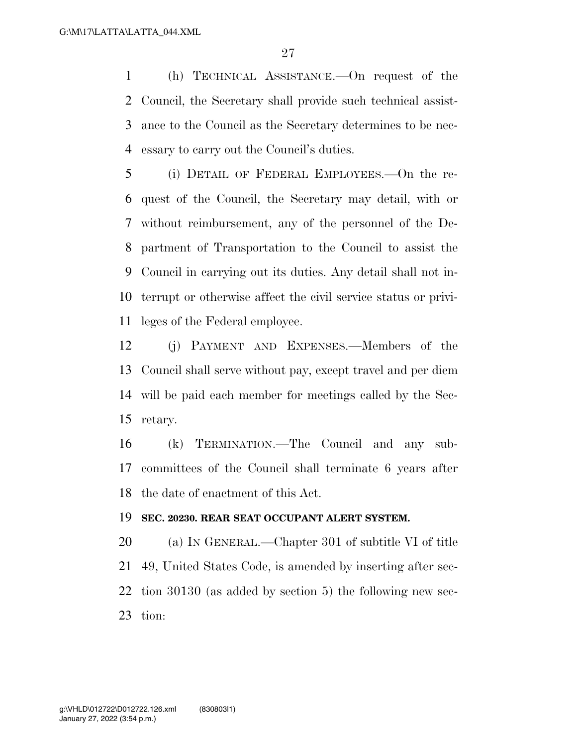(h) TECHNICAL ASSISTANCE.—On request of the Council, the Secretary shall provide such technical assistance to the Council as the Secretary determines to be necessary to carry out the Council's duties.

(i) DETAIL OF FEDERAL EMPLOYEES.—On the request of the Council, the Secretary may detail, with or without reimbursement, any of the personnel of the Department of Transportation to the Council to assist the Council in carrying out its duties. Any detail shall not interrupt or otherwise affect the civil service status or privileges of the Federal employee.

(j) PAYMENT AND EXPENSES.—Members of the Council shall serve without pay, except travel and per diem will be paid each member for meetings called by the Secretary.

(k) TERMINATION.—The Council and any subcommittees of the Council shall terminate 6 years after the date of enactment of this Act.

**SEC. 20230. REAR SEAT OCCUPANT ALERT SYSTEM.**

(a) IN GENERAL.—Chapter 301 of subtitle VI of title 49, United States Code, is amended by inserting after section 30130 (as added by section 5) the following new section: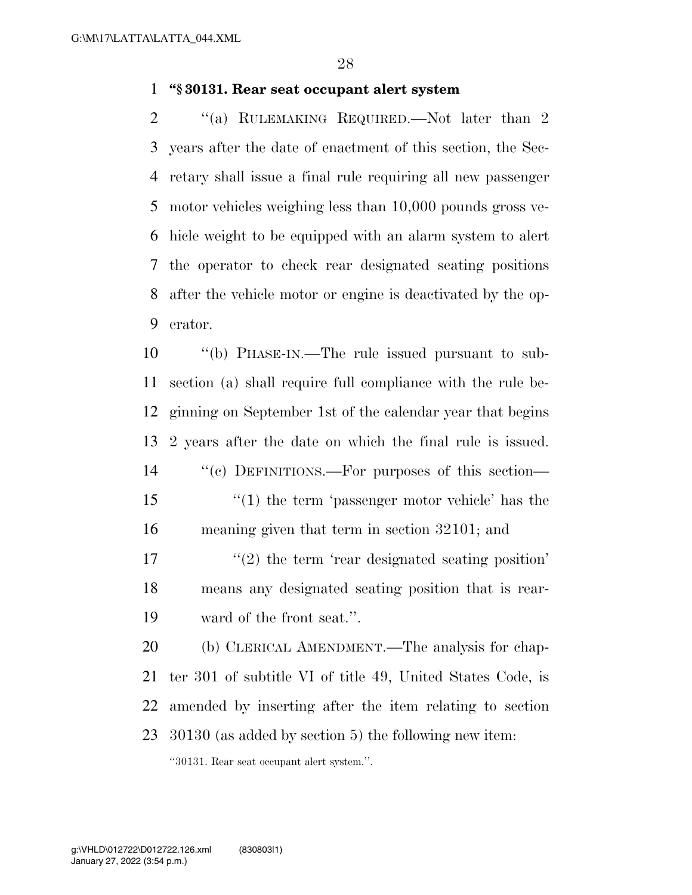**"§ 30131. Rear seat occupant alert system**

"(a) RULEMAKING REQUIRED.—Not later than 2 years after the date of enactment of this section, the Secretary shall issue a final rule requiring all new passenger motor vehicles weighing less than 10,000 pounds gross vehicle weight to be equipped with an alarm system to alert the operator to check rear designated seating positions after the vehicle motor or engine is deactivated by the operator.

"(b) PHASE-IN.—The rule issued pursuant to subsection (a) shall require full compliance with the rule beginning on September 1st of the calendar year that begins 2 years after the date on which the final rule is issued.

"(c) DEFINITIONS.—For purposes of this section—

"(1) the term 'passenger motor vehicle' has the meaning given that term in section 32101; and

"(2) the term 'rear designated seating position' means any designated seating position that is rearward of the front seat.".

(b) CLERICAL AMENDMENT.—The analysis for chapter 301 of subtitle VI of title 49, United States Code, is amended by inserting after the item relating to section 30130 (as added by section 5) the following new item:

"30131. Rear seat occupant alert system.".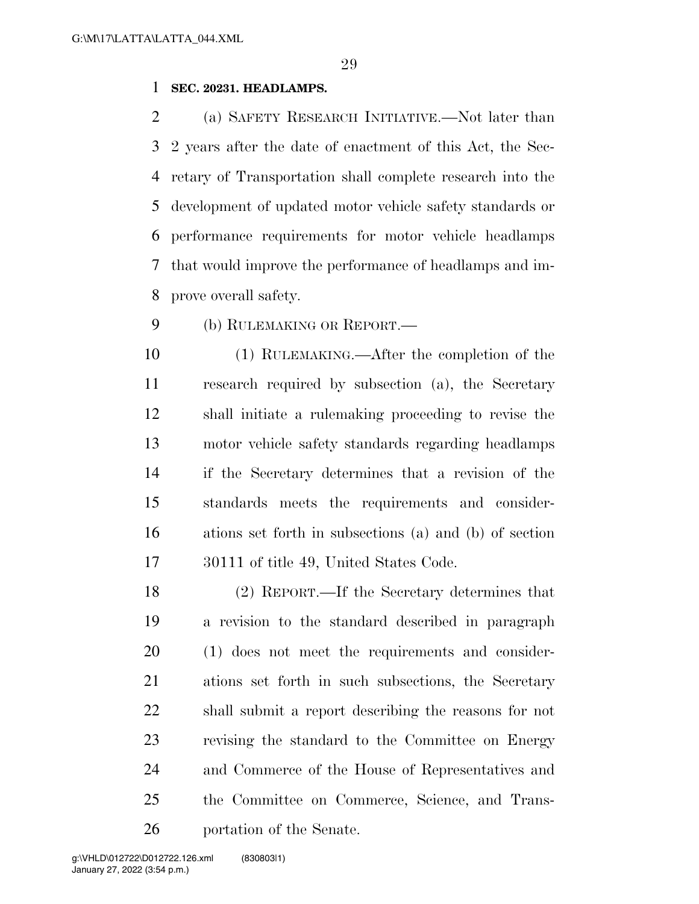**SEC. 20231. HEADLAMPS.**

(a) SAFETY RESEARCH INITIATIVE.—Not later than 2 years after the date of enactment of this Act, the Secretary of Transportation shall complete research into the development of updated motor vehicle safety standards or performance requirements for motor vehicle headlamps that would improve the performance of headlamps and improve overall safety.

(b) RULEMAKING OR REPORT.—

(1) RULEMAKING.—After the completion of the research required by subsection (a), the Secretary shall initiate a rulemaking proceeding to revise the motor vehicle safety standards regarding headlamps if the Secretary determines that a revision of the standards meets the requirements and considerations set forth in subsections (a) and (b) of section 30111 of title 49, United States Code.

(2) REPORT.—If the Secretary determines that a revision to the standard described in paragraph (1) does not meet the requirements and considerations set forth in such subsections, the Secretary shall submit a report describing the reasons for not revising the standard to the Committee on Energy and Commerce of the House of Representatives and the Committee on Commerce, Science, and Transportation of the Senate.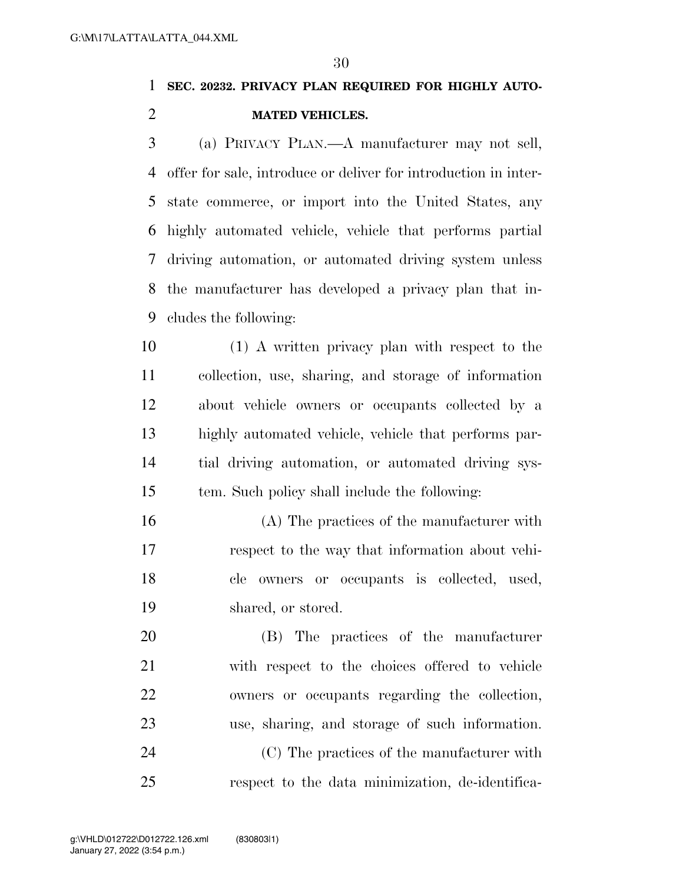**SEC. 20232. PRIVACY PLAN REQUIRED FOR HIGHLY AUTOMATED VEHICLES.**

(a) PRIVACY PLAN.—A manufacturer may not sell, offer for sale, introduce or deliver for introduction in interstate commerce, or import into the United States, any highly automated vehicle, vehicle that performs partial driving automation, or automated driving system unless the manufacturer has developed a privacy plan that includes the following:

(1) A written privacy plan with respect to the collection, use, sharing, and storage of information about vehicle owners or occupants collected by a highly automated vehicle, vehicle that performs partial driving automation, or automated driving system. Such policy shall include the following:

(A) The practices of the manufacturer with respect to the way that information about vehicle owners or occupants is collected, used, shared, or stored.

(B) The practices of the manufacturer with respect to the choices offered to vehicle owners or occupants regarding the collection, use, sharing, and storage of such information.

(C) The practices of the manufacturer with respect to the data minimization, de-identifica-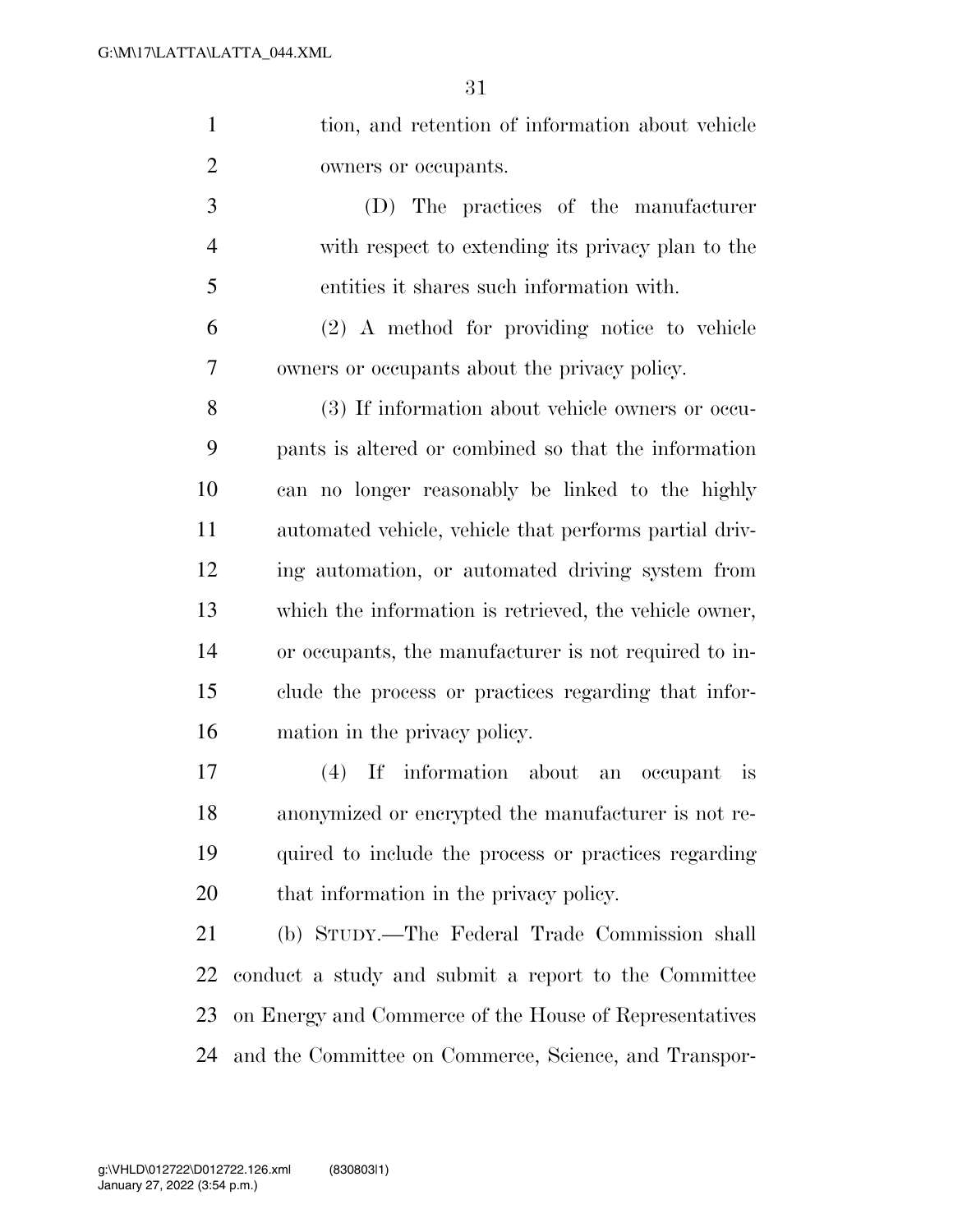tion, and retention of information about vehicle owners or occupants.

(D) The practices of the manufacturer with respect to extending its privacy plan to the entities it shares such information with.

(2) A method for providing notice to vehicle owners or occupants about the privacy policy.

(3) If information about vehicle owners or occupants is altered or combined so that the information can no longer reasonably be linked to the highly automated vehicle, vehicle that performs partial driving automation, or automated driving system from which the information is retrieved, the vehicle owner, or occupants, the manufacturer is not required to include the process or practices regarding that information in the privacy policy.

(4) If information about an occupant is anonymized or encrypted the manufacturer is not required to include the process or practices regarding that information in the privacy policy.

(b) STUDY.—The Federal Trade Commission shall conduct a study and submit a report to the Committee on Energy and Commerce of the House of Representatives and the Committee on Commerce, Science, and Transpor-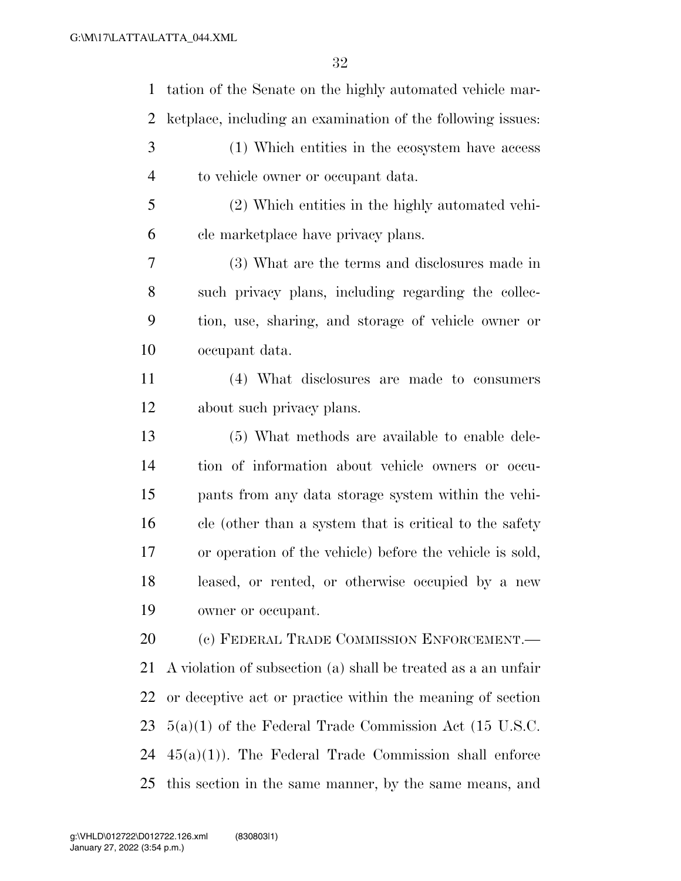tation of the Senate on the highly automated vehicle marketplace, including an examination of the following issues:

(1) Which entities in the ecosystem have access to vehicle owner or occupant data.

(2) Which entities in the highly automated vehicle marketplace have privacy plans.

(3) What are the terms and disclosures made in such privacy plans, including regarding the collection, use, sharing, and storage of vehicle owner or occupant data.

(4) What disclosures are made to consumers about such privacy plans.

(5) What methods are available to enable deletion of information about vehicle owners or occupants from any data storage system within the vehicle (other than a system that is critical to the safety or operation of the vehicle) before the vehicle is sold, leased, or rented, or otherwise occupied by a new owner or occupant.

(c) FEDERAL TRADE COMMISSION ENFORCEMENT.—A violation of subsection (a) shall be treated as a an unfair or deceptive act or practice within the meaning of section 5(a)(1) of the Federal Trade Commission Act (15 U.S.C. 45(a)(1)). The Federal Trade Commission shall enforce this section in the same manner, by the same means, and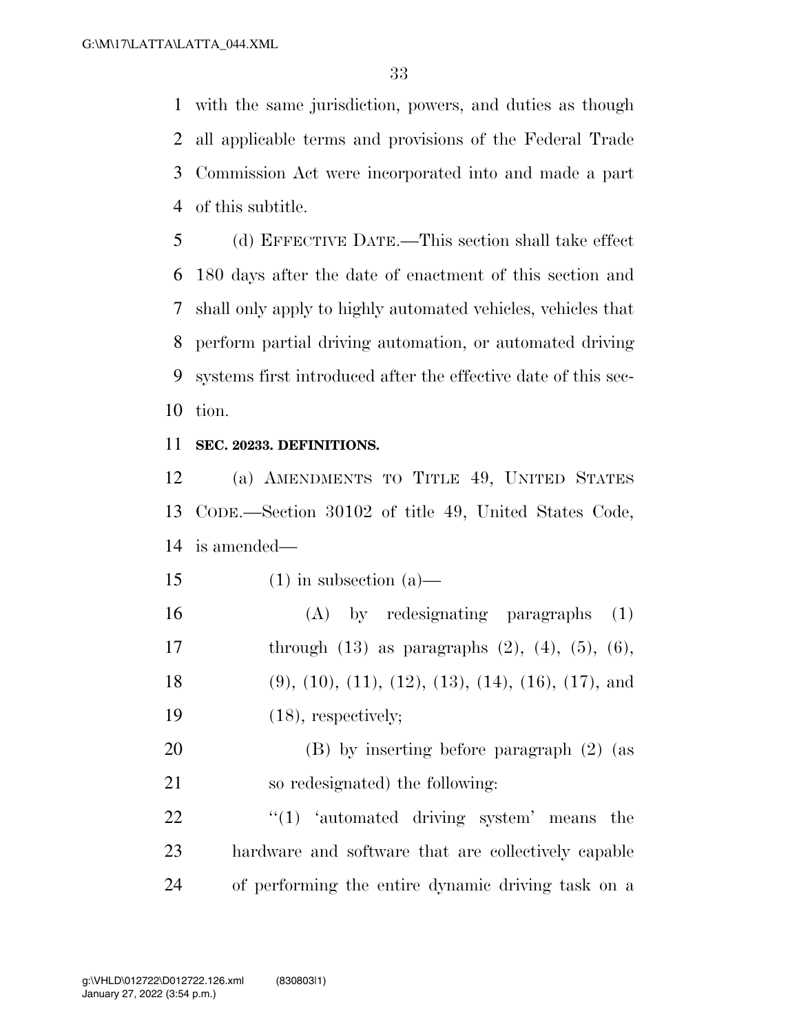with the same jurisdiction, powers, and duties as though all applicable terms and provisions of the Federal Trade Commission Act were incorporated into and made a part of this subtitle.

(d) EFFECTIVE DATE.—This section shall take effect 180 days after the date of enactment of this section and shall only apply to highly automated vehicles, vehicles that perform partial driving automation, or automated driving systems first introduced after the effective date of this section.

**SEC. 20233. DEFINITIONS.**

(a) AMENDMENTS TO TITLE 49, UNITED STATES CODE.—Section 30102 of title 49, United States Code, is amended—

(1) in subsection (a)—

(A) by redesignating paragraphs (1) through (13) as paragraphs (2), (4), (5), (6), (9), (10), (11), (12), (13), (14), (16), (17), and (18), respectively;

(B) by inserting before paragraph (2) (as so redesignated) the following:

"(1) 'automated driving system' means the hardware and software that are collectively capable of performing the entire dynamic driving task on a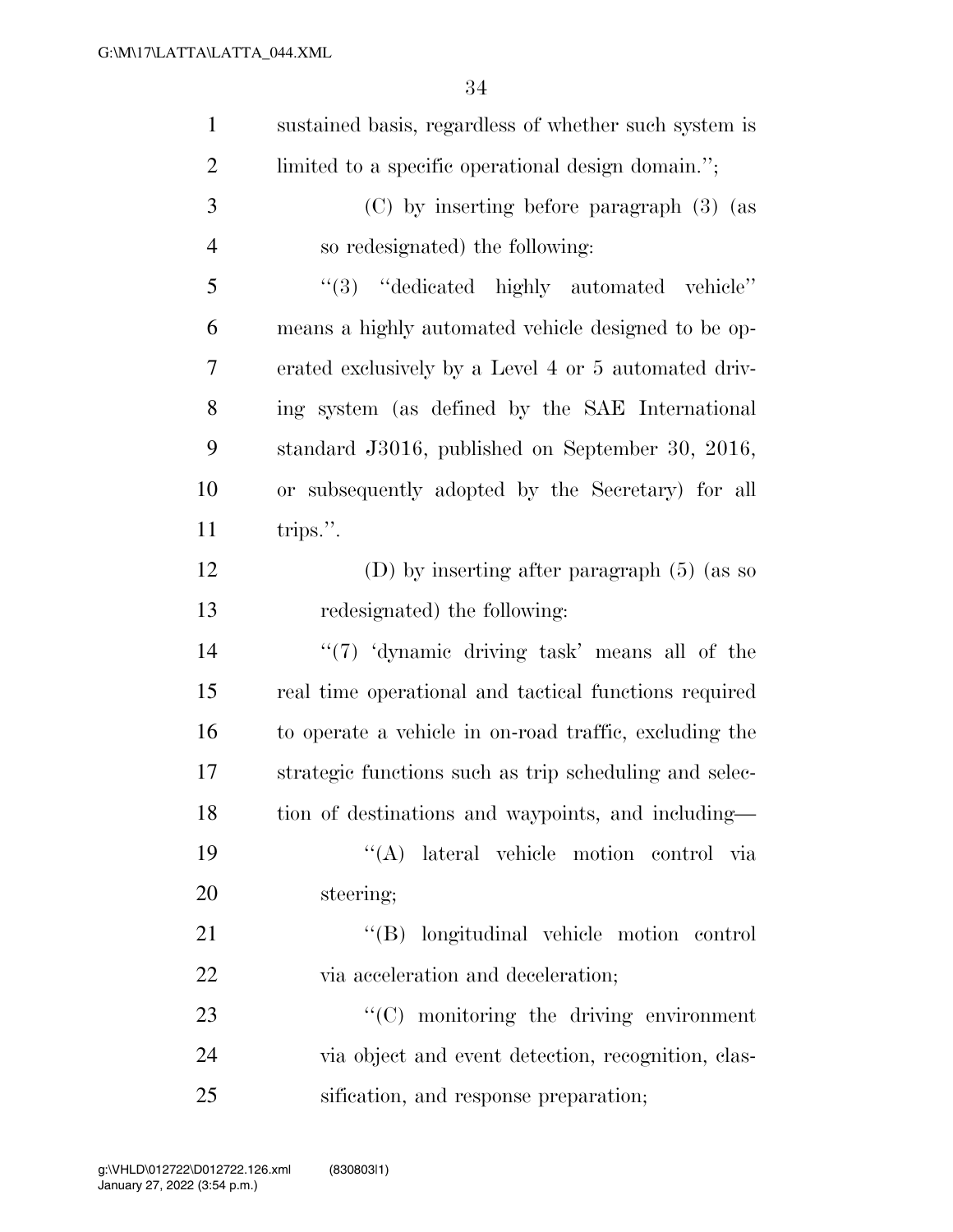sustained basis, regardless of whether such system is limited to a specific operational design domain.'';

(C) by inserting before paragraph (3) (as so redesignated) the following:

''(3) ''dedicated highly automated vehicle'' means a highly automated vehicle designed to be operated exclusively by a Level 4 or 5 automated driving system (as defined by the SAE International standard J3016, published on September 30, 2016, or subsequently adopted by the Secretary) for all trips.''.

(D) by inserting after paragraph (5) (as so redesignated) the following:

''(7) 'dynamic driving task' means all of the real time operational and tactical functions required to operate a vehicle in on-road traffic, excluding the strategic functions such as trip scheduling and selection of destinations and waypoints, and including—

''(A) lateral vehicle motion control via steering;

''(B) longitudinal vehicle motion control via acceleration and deceleration;

''(C) monitoring the driving environment via object and event detection, recognition, classification, and response preparation;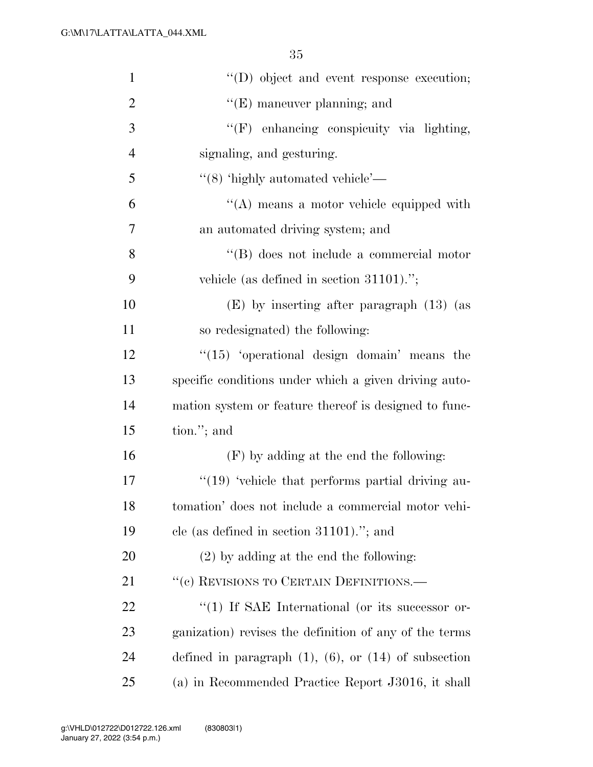"(D) object and event response execution;

"(E) maneuver planning; and

"(F) enhancing conspicuity via lighting, signaling, and gesturing.

"(8) 'highly automated vehicle'—

"(A) means a motor vehicle equipped with an automated driving system; and

"(B) does not include a commercial motor vehicle (as defined in section 31101).";

(E) by inserting after paragraph (13) (as so redesignated) the following:

"(15) 'operational design domain' means the specific conditions under which a given driving automation system or feature thereof is designed to function."; and

(F) by adding at the end the following:

"(19) 'vehicle that performs partial driving automation' does not include a commercial motor vehicle (as defined in section 31101)."; and

(2) by adding at the end the following:

"(c) REVISIONS TO CERTAIN DEFINITIONS.—

"(1) If SAE International (or its successor organization) revises the definition of any of the terms defined in paragraph (1), (6), or (14) of subsection (a) in Recommended Practice Report J3016, it shall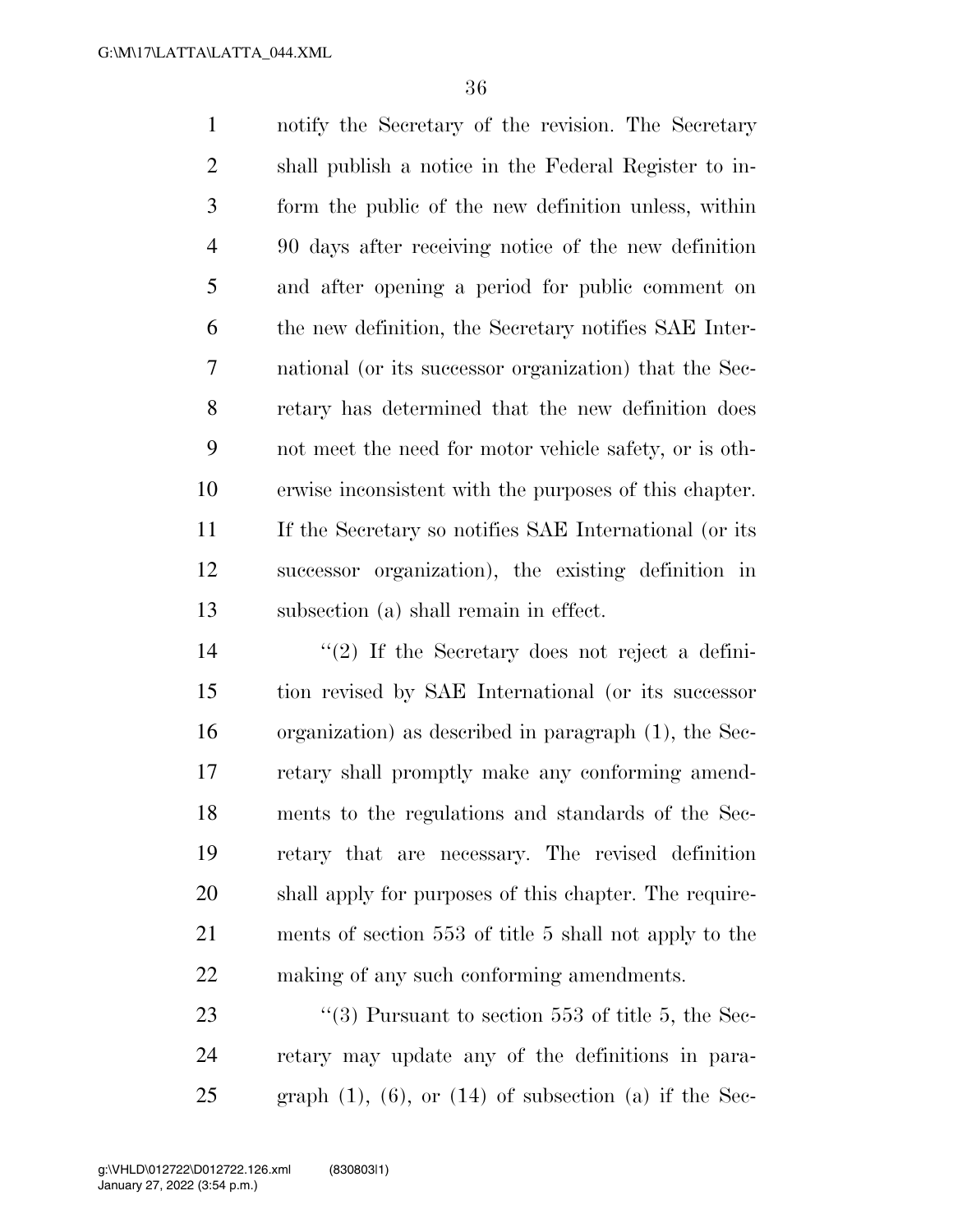notify the Secretary of the revision. The Secretary shall publish a notice in the Federal Register to inform the public of the new definition unless, within 90 days after receiving notice of the new definition and after opening a period for public comment on the new definition, the Secretary notifies SAE International (or its successor organization) that the Secretary has determined that the new definition does not meet the need for motor vehicle safety, or is otherwise inconsistent with the purposes of this chapter. If the Secretary so notifies SAE International (or its successor organization), the existing definition in subsection (a) shall remain in effect.

"(2) If the Secretary does not reject a definition revised by SAE International (or its successor organization) as described in paragraph (1), the Secretary shall promptly make any conforming amendments to the regulations and standards of the Secretary that are necessary. The revised definition shall apply for purposes of this chapter. The requirements of section 553 of title 5 shall not apply to the making of any such conforming amendments.

"(3) Pursuant to section 553 of title 5, the Secretary may update any of the definitions in paragraph (1), (6), or (14) of subsection (a) if the Sec-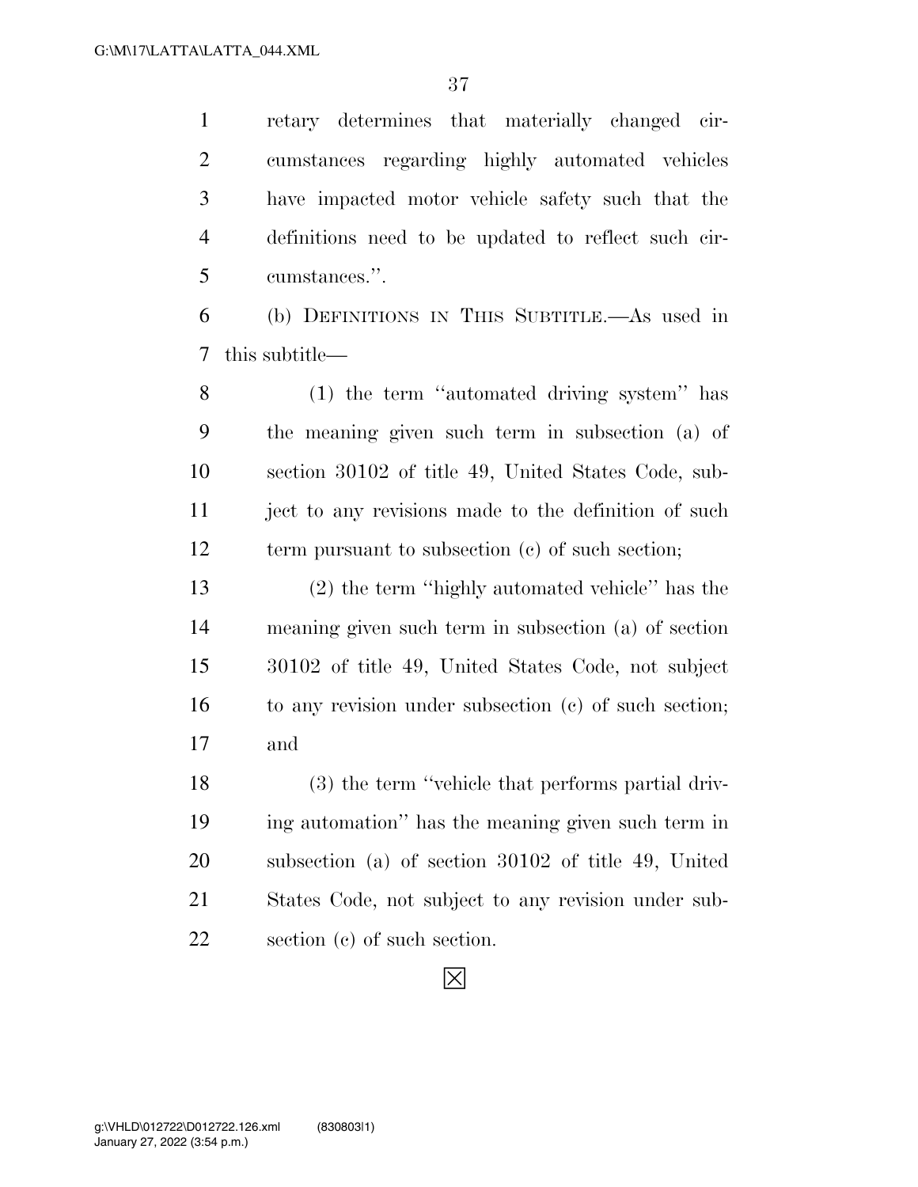retary determines that materially changed circumstances regarding highly automated vehicles have impacted motor vehicle safety such that the definitions need to be updated to reflect such circumstances.''.

(b) DEFINITIONS IN THIS SUBTITLE.—As used in this subtitle—

(1) the term ''automated driving system'' has the meaning given such term in subsection (a) of section 30102 of title 49, United States Code, subject to any revisions made to the definition of such term pursuant to subsection (c) of such section;

(2) the term ''highly automated vehicle'' has the meaning given such term in subsection (a) of section 30102 of title 49, United States Code, not subject to any revision under subsection (c) of such section; and

(3) the term ''vehicle that performs partial driving automation'' has the meaning given such term in subsection (a) of section 30102 of title 49, United States Code, not subject to any revision under subsection (c) of such section.